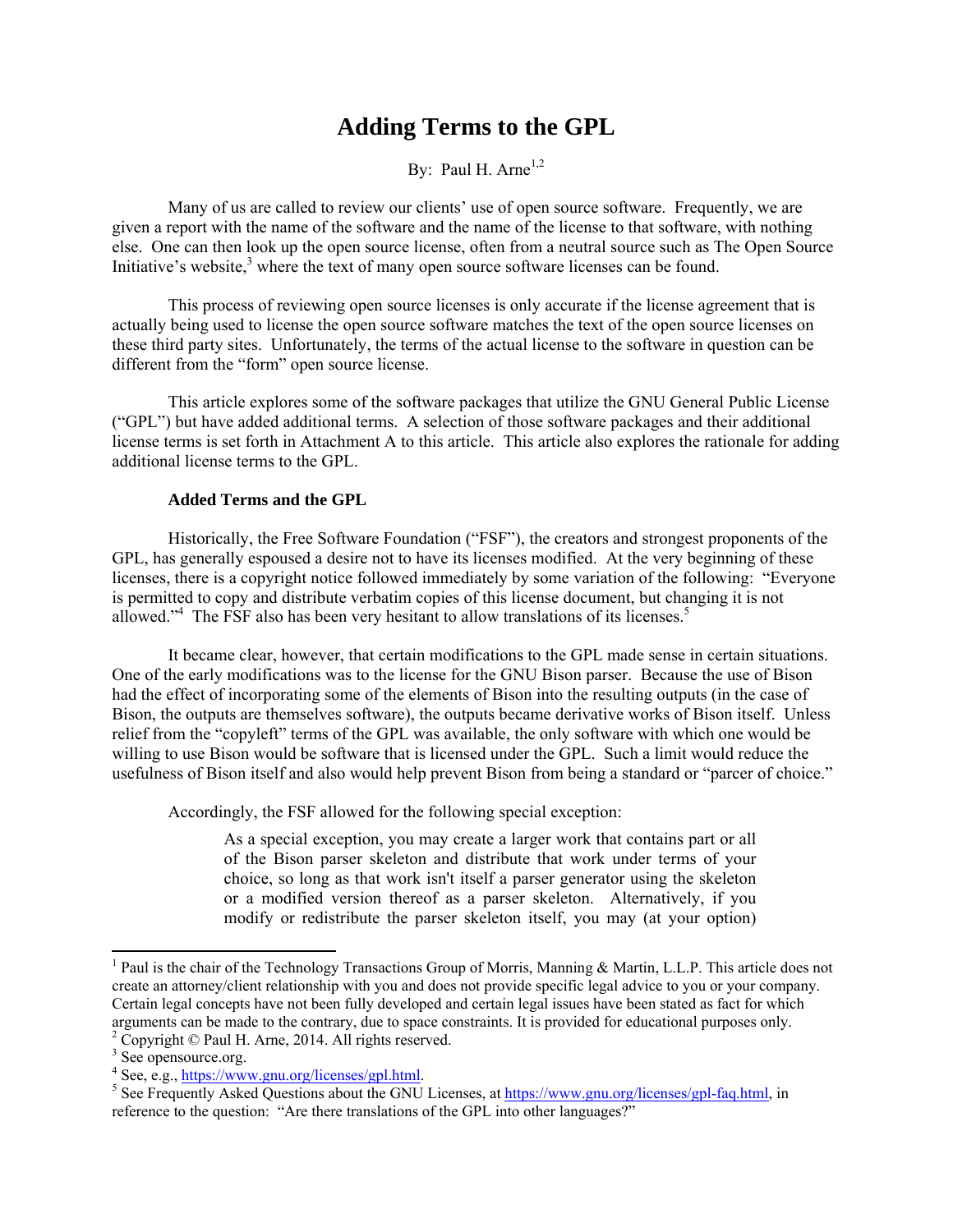# Adding Terms to the GPL

By: Paul H. Arne[1,2]

Many of us are called to review our clients' use of open source software. Frequently, we are given a report with the name of the software and the name of the license to that software, with nothing else. One can then look up the open source license, often from a neutral source such as The Open Source Initiative's website,[3] where the text of many open source software licenses can be found.

This process of reviewing open source licenses is only accurate if the license agreement that is actually being used to license the open source software matches the text of the open source licenses on these third party sites. Unfortunately, the terms of the actual license to the software in question can be different from the "form" open source license.

This article explores some of the software packages that utilize the GNU General Public License ("GPL") but have added additional terms. A selection of those software packages and their additional license terms is set forth in Attachment A to this article. This article also explores the rationale for adding additional license terms to the GPL.

**Added Terms and the GPL**

Historically, the Free Software Foundation ("FSF"), the creators and strongest proponents of the GPL, has generally espoused a desire not to have its licenses modified. At the very beginning of these licenses, there is a copyright notice followed immediately by some variation of the following: "Everyone is permitted to copy and distribute verbatim copies of this license document, but changing it is not allowed."[4] The FSF also has been very hesitant to allow translations of its licenses.[5]

It became clear, however, that certain modifications to the GPL made sense in certain situations. One of the early modifications was to the license for the GNU Bison parser. Because the use of Bison had the effect of incorporating some of the elements of Bison into the resulting outputs (in the case of Bison, the outputs are themselves software), the outputs became derivative works of Bison itself. Unless relief from the "copyleft" terms of the GPL was available, the only software with which one would be willing to use Bison would be software that is licensed under the GPL. Such a limit would reduce the usefulness of Bison itself and also would help prevent Bison from being a standard or "parcer of choice."

Accordingly, the FSF allowed for the following special exception:

> As a special exception, you may create a larger work that contains part or all of the Bison parser skeleton and distribute that work under terms of your choice, so long as that work isn't itself a parser generator using the skeleton or a modified version thereof as a parser skeleton. Alternatively, if you modify or redistribute the parser skeleton itself, you may (at your option)

---

[1] Paul is the chair of the Technology Transactions Group of Morris, Manning & Martin, L.L.P. This article does not create an attorney/client relationship with you and does not provide specific legal advice to you or your company. Certain legal concepts have not been fully developed and certain legal issues have been stated as fact for which arguments can be made to the contrary, due to space constraints. It is provided for educational purposes only.

[2] Copyright © Paul H. Arne, 2014. All rights reserved.

[3] See opensource.org.

[4] See, e.g., https://www.gnu.org/licenses/gpl.html.

[5] See Frequently Asked Questions about the GNU Licenses, at https://www.gnu.org/licenses/gpl-faq.html, in reference to the question: "Are there translations of the GPL into other languages?"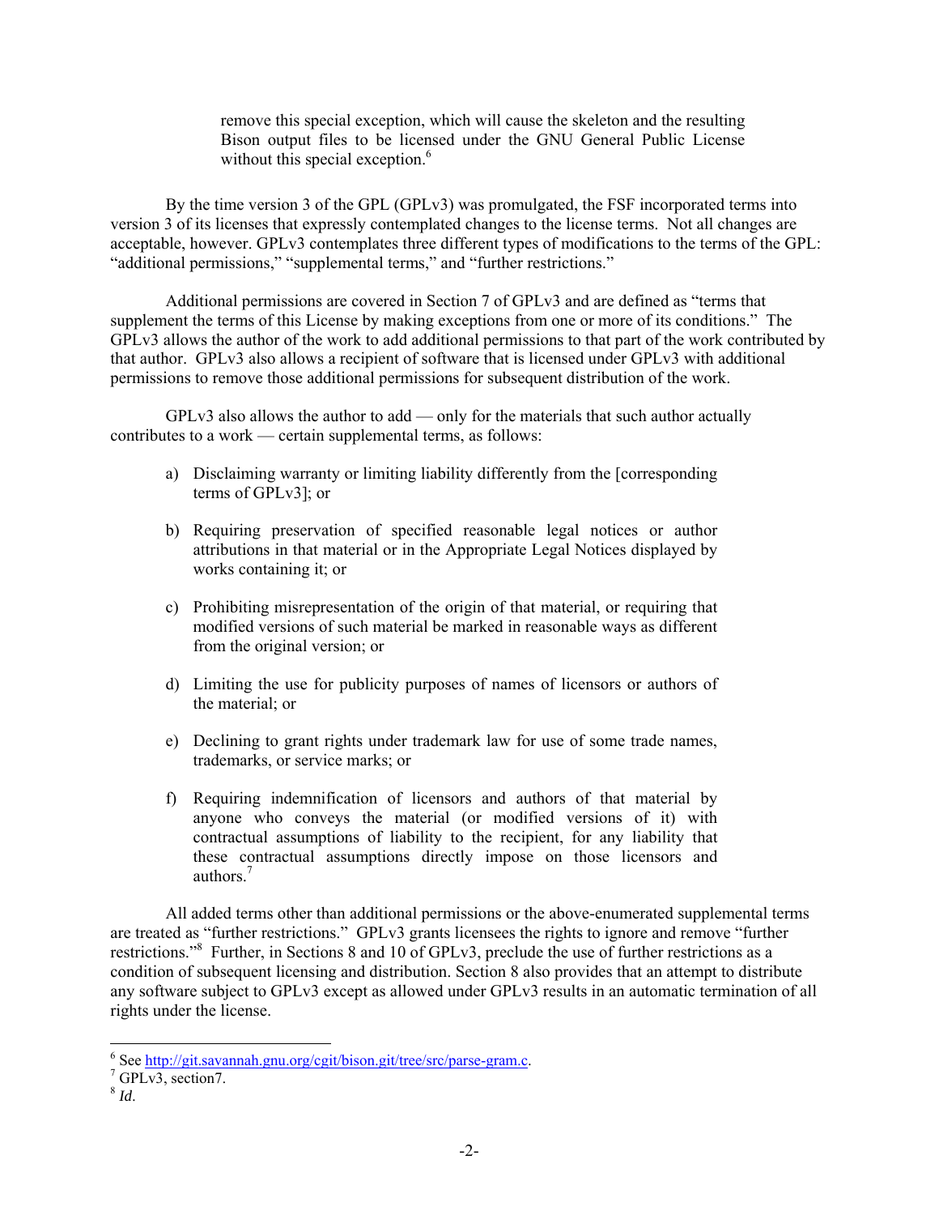> remove this special exception, which will cause the skeleton and the resulting Bison output files to be licensed under the GNU General Public License without this special exception.[6]

By the time version 3 of the GPL (GPLv3) was promulgated, the FSF incorporated terms into version 3 of its licenses that expressly contemplated changes to the license terms. Not all changes are acceptable, however. GPLv3 contemplates three different types of modifications to the terms of the GPL: "additional permissions," "supplemental terms," and "further restrictions."

Additional permissions are covered in Section 7 of GPLv3 and are defined as "terms that supplement the terms of this License by making exceptions from one or more of its conditions." The GPLv3 allows the author of the work to add additional permissions to that part of the work contributed by that author. GPLv3 also allows a recipient of software that is licensed under GPLv3 with additional permissions to remove those additional permissions for subsequent distribution of the work.

GPLv3 also allows the author to add — only for the materials that such author actually contributes to a work — certain supplemental terms, as follows:

> a) Disclaiming warranty or limiting liability differently from the [corresponding terms of GPLv3]; or
>
> b) Requiring preservation of specified reasonable legal notices or author attributions in that material or in the Appropriate Legal Notices displayed by works containing it; or
>
> c) Prohibiting misrepresentation of the origin of that material, or requiring that modified versions of such material be marked in reasonable ways as different from the original version; or
>
> d) Limiting the use for publicity purposes of names of licensors or authors of the material; or
>
> e) Declining to grant rights under trademark law for use of some trade names, trademarks, or service marks; or
>
> f) Requiring indemnification of licensors and authors of that material by anyone who conveys the material (or modified versions of it) with contractual assumptions of liability to the recipient, for any liability that these contractual assumptions directly impose on those licensors and authors.[7]

All added terms other than additional permissions or the above-enumerated supplemental terms are treated as "further restrictions." GPLv3 grants licensees the rights to ignore and remove "further restrictions."[8] Further, in Sections 8 and 10 of GPLv3, preclude the use of further restrictions as a condition of subsequent licensing and distribution. Section 8 also provides that an attempt to distribute any software subject to GPLv3 except as allowed under GPLv3 results in an automatic termination of all rights under the license.

---

[6] See http://git.savannah.gnu.org/cgit/bison.git/tree/src/parse-gram.c.

[7] GPLv3, section7.

[8] *Id*.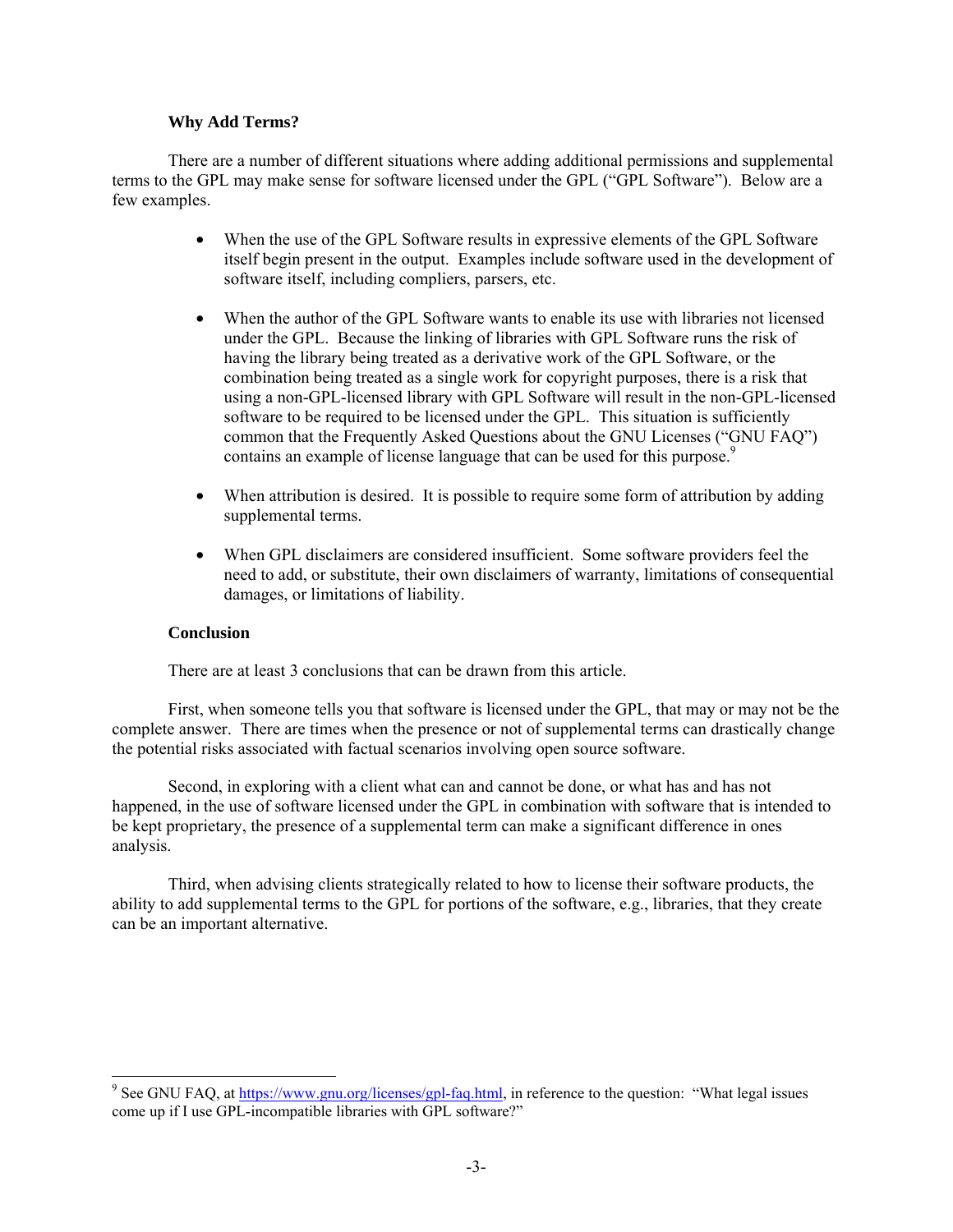### Why Add Terms?

There are a number of different situations where adding additional permissions and supplemental terms to the GPL may make sense for software licensed under the GPL ("GPL Software"). Below are a few examples.

- When the use of the GPL Software results in expressive elements of the GPL Software itself begin present in the output. Examples include software used in the development of software itself, including compliers, parsers, etc.

- When the author of the GPL Software wants to enable its use with libraries not licensed under the GPL. Because the linking of libraries with GPL Software runs the risk of having the library being treated as a derivative work of the GPL Software, or the combination being treated as a single work for copyright purposes, there is a risk that using a non-GPL-licensed library with GPL Software will result in the non-GPL-licensed software to be required to be licensed under the GPL. This situation is sufficiently common that the Frequently Asked Questions about the GNU Licenses ("GNU FAQ") contains an example of license language that can be used for this purpose.[9]

- When attribution is desired. It is possible to require some form of attribution by adding supplemental terms.

- When GPL disclaimers are considered insufficient. Some software providers feel the need to add, or substitute, their own disclaimers of warranty, limitations of consequential damages, or limitations of liability.

### Conclusion

There are at least 3 conclusions that can be drawn from this article.

First, when someone tells you that software is licensed under the GPL, that may or may not be the complete answer. There are times when the presence or not of supplemental terms can drastically change the potential risks associated with factual scenarios involving open source software.

Second, in exploring with a client what can and cannot be done, or what has and has not happened, in the use of software licensed under the GPL in combination with software that is intended to be kept proprietary, the presence of a supplemental term can make a significant difference in ones analysis.

Third, when advising clients strategically related to how to license their software products, the ability to add supplemental terms to the GPL for portions of the software, e.g., libraries, that they create can be an important alternative.

---

[9] See GNU FAQ, at https://www.gnu.org/licenses/gpl-faq.html, in reference to the question: "What legal issues come up if I use GPL-incompatible libraries with GPL software?"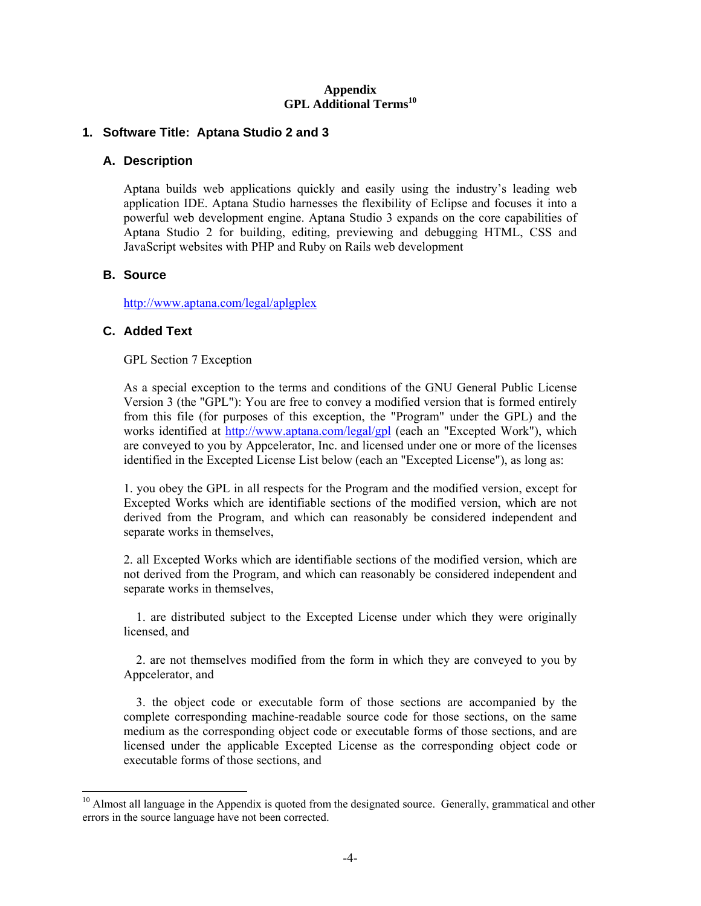# Appendix
# GPL Additional Terms[10]

## 1. Software Title: Aptana Studio 2 and 3

### A. Description

Aptana builds web applications quickly and easily using the industry's leading web application IDE. Aptana Studio harnesses the flexibility of Eclipse and focuses it into a powerful web development engine. Aptana Studio 3 expands on the core capabilities of Aptana Studio 2 for building, editing, previewing and debugging HTML, CSS and JavaScript websites with PHP and Ruby on Rails web development

### B. Source

http://www.aptana.com/legal/aplgplex

### C. Added Text

GPL Section 7 Exception

As a special exception to the terms and conditions of the GNU General Public License Version 3 (the "GPL"): You are free to convey a modified version that is formed entirely from this file (for purposes of this exception, the "Program" under the GPL) and the works identified at http://www.aptana.com/legal/gpl (each an "Excepted Work"), which are conveyed to you by Appcelerator, Inc. and licensed under one or more of the licenses identified in the Excepted License List below (each an "Excepted License"), as long as:

1. you obey the GPL in all respects for the Program and the modified version, except for Excepted Works which are identifiable sections of the modified version, which are not derived from the Program, and which can reasonably be considered independent and separate works in themselves,

2. all Excepted Works which are identifiable sections of the modified version, which are not derived from the Program, and which can reasonably be considered independent and separate works in themselves,

   1. are distributed subject to the Excepted License under which they were originally licensed, and

   2. are not themselves modified from the form in which they are conveyed to you by Appcelerator, and

   3. the object code or executable form of those sections are accompanied by the complete corresponding machine-readable source code for those sections, on the same medium as the corresponding object code or executable forms of those sections, and are licensed under the applicable Excepted License as the corresponding object code or executable forms of those sections, and

[10] Almost all language in the Appendix is quoted from the designated source. Generally, grammatical and other errors in the source language have not been corrected.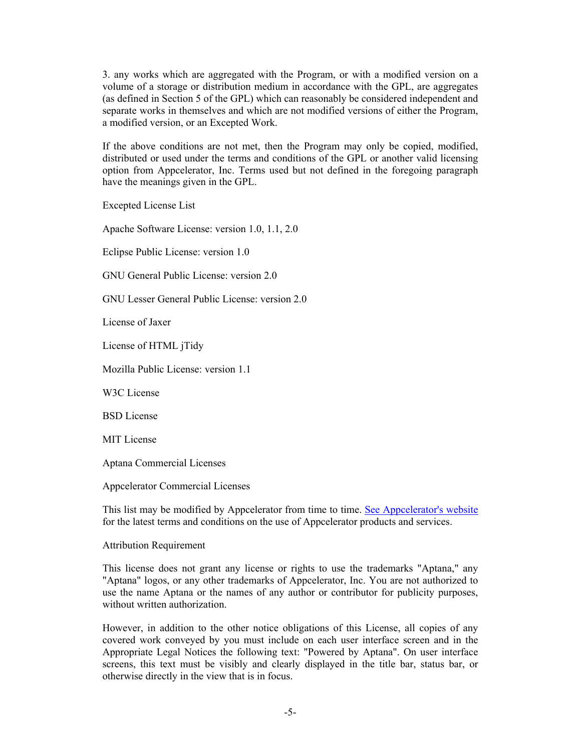3. any works which are aggregated with the Program, or with a modified version on a volume of a storage or distribution medium in accordance with the GPL, are aggregates (as defined in Section 5 of the GPL) which can reasonably be considered independent and separate works in themselves and which are not modified versions of either the Program, a modified version, or an Excepted Work.

If the above conditions are not met, then the Program may only be copied, modified, distributed or used under the terms and conditions of the GPL or another valid licensing option from Appcelerator, Inc. Terms used but not defined in the foregoing paragraph have the meanings given in the GPL.

Excepted License List

Apache Software License: version 1.0, 1.1, 2.0

Eclipse Public License: version 1.0

GNU General Public License: version 2.0

GNU Lesser General Public License: version 2.0

License of Jaxer

License of HTML jTidy

Mozilla Public License: version 1.1

W3C License

BSD License

MIT License

Aptana Commercial Licenses

Appcelerator Commercial Licenses

This list may be modified by Appcelerator from time to time. See Appcelerator's website for the latest terms and conditions on the use of Appcelerator products and services.

Attribution Requirement

This license does not grant any license or rights to use the trademarks "Aptana," any "Aptana" logos, or any other trademarks of Appcelerator, Inc. You are not authorized to use the name Aptana or the names of any author or contributor for publicity purposes, without written authorization.

However, in addition to the other notice obligations of this License, all copies of any covered work conveyed by you must include on each user interface screen and in the Appropriate Legal Notices the following text: "Powered by Aptana". On user interface screens, this text must be visibly and clearly displayed in the title bar, status bar, or otherwise directly in the view that is in focus.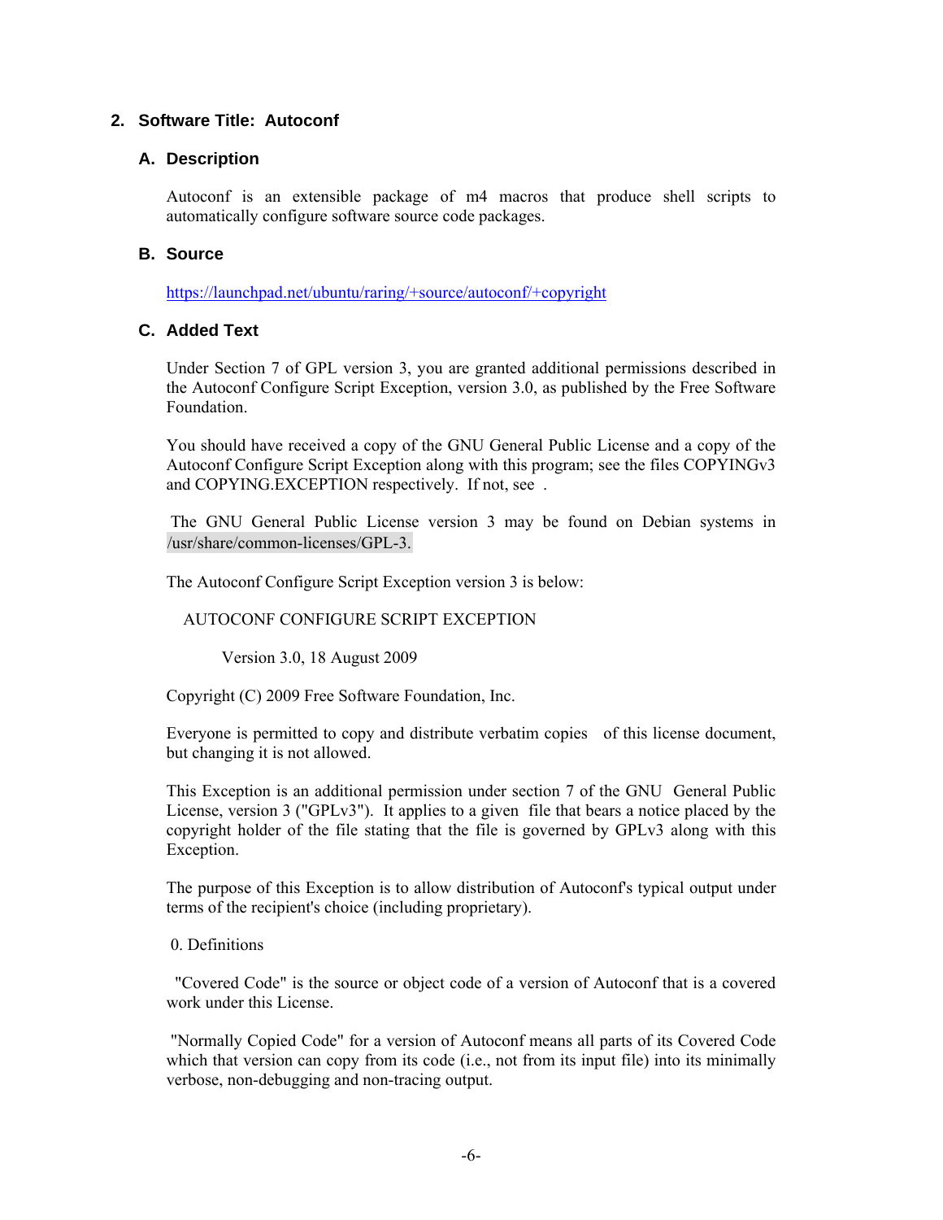## 2. Software Title: Autoconf

### A. Description

Autoconf is an extensible package of m4 macros that produce shell scripts to automatically configure software source code packages.

### B. Source

https://launchpad.net/ubuntu/raring/+source/autoconf/+copyright

### C. Added Text

Under Section 7 of GPL version 3, you are granted additional permissions described in the Autoconf Configure Script Exception, version 3.0, as published by the Free Software Foundation.

You should have received a copy of the GNU General Public License and a copy of the Autoconf Configure Script Exception along with this program; see the files COPYINGv3 and COPYING.EXCEPTION respectively. If not, see .

The GNU General Public License version 3 may be found on Debian systems in /usr/share/common-licenses/GPL-3.

The Autoconf Configure Script Exception version 3 is below:

AUTOCONF CONFIGURE SCRIPT EXCEPTION

Version 3.0, 18 August 2009

Copyright (C) 2009 Free Software Foundation, Inc.

Everyone is permitted to copy and distribute verbatim copies of this license document, but changing it is not allowed.

This Exception is an additional permission under section 7 of the GNU General Public License, version 3 ("GPLv3"). It applies to a given file that bears a notice placed by the copyright holder of the file stating that the file is governed by GPLv3 along with this Exception.

The purpose of this Exception is to allow distribution of Autoconf's typical output under terms of the recipient's choice (including proprietary).

0. Definitions

"Covered Code" is the source or object code of a version of Autoconf that is a covered work under this License.

"Normally Copied Code" for a version of Autoconf means all parts of its Covered Code which that version can copy from its code (i.e., not from its input file) into its minimally verbose, non-debugging and non-tracing output.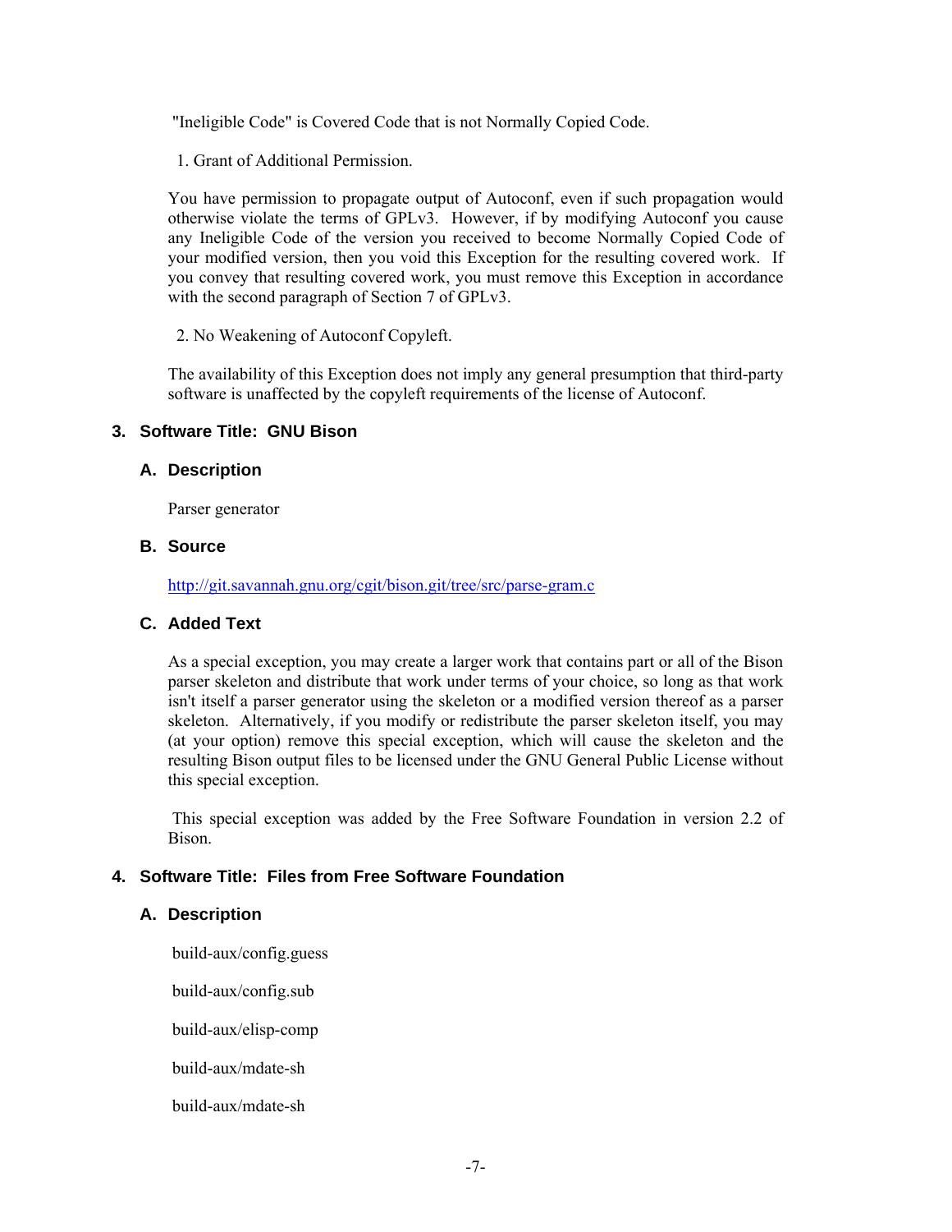"Ineligible Code" is Covered Code that is not Normally Copied Code.

1. Grant of Additional Permission.

You have permission to propagate output of Autoconf, even if such propagation would otherwise violate the terms of GPLv3. However, if by modifying Autoconf you cause any Ineligible Code of the version you received to become Normally Copied Code of your modified version, then you void this Exception for the resulting covered work. If you convey that resulting covered work, you must remove this Exception in accordance with the second paragraph of Section 7 of GPLv3.

2. No Weakening of Autoconf Copyleft.

The availability of this Exception does not imply any general presumption that third-party software is unaffected by the copyleft requirements of the license of Autoconf.

## 3. Software Title: GNU Bison

### A. Description

Parser generator

### B. Source

http://git.savannah.gnu.org/cgit/bison.git/tree/src/parse-gram.c

### C. Added Text

As a special exception, you may create a larger work that contains part or all of the Bison parser skeleton and distribute that work under terms of your choice, so long as that work isn't itself a parser generator using the skeleton or a modified version thereof as a parser skeleton. Alternatively, if you modify or redistribute the parser skeleton itself, you may (at your option) remove this special exception, which will cause the skeleton and the resulting Bison output files to be licensed under the GNU General Public License without this special exception.

This special exception was added by the Free Software Foundation in version 2.2 of Bison.

## 4. Software Title: Files from Free Software Foundation

### A. Description

build-aux/config.guess

build-aux/config.sub

build-aux/elisp-comp

build-aux/mdate-sh

build-aux/mdate-sh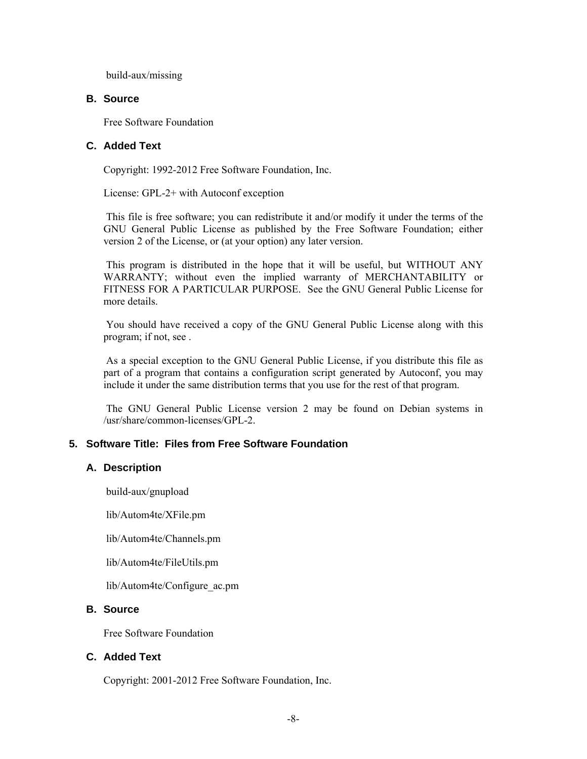build-aux/missing

### B. Source

Free Software Foundation

### C. Added Text

Copyright: 1992-2012 Free Software Foundation, Inc.

License: GPL-2+ with Autoconf exception

This file is free software; you can redistribute it and/or modify it under the terms of the GNU General Public License as published by the Free Software Foundation; either version 2 of the License, or (at your option) any later version.

This program is distributed in the hope that it will be useful, but WITHOUT ANY WARRANTY; without even the implied warranty of MERCHANTABILITY or FITNESS FOR A PARTICULAR PURPOSE. See the GNU General Public License for more details.

You should have received a copy of the GNU General Public License along with this program; if not, see .

As a special exception to the GNU General Public License, if you distribute this file as part of a program that contains a configuration script generated by Autoconf, you may include it under the same distribution terms that you use for the rest of that program.

The GNU General Public License version 2 may be found on Debian systems in /usr/share/common-licenses/GPL-2.

## 5. Software Title: Files from Free Software Foundation

### A. Description

build-aux/gnupload

lib/Autom4te/XFile.pm

lib/Autom4te/Channels.pm

lib/Autom4te/FileUtils.pm

lib/Autom4te/Configure_ac.pm

### B. Source

Free Software Foundation

### C. Added Text

Copyright: 2001-2012 Free Software Foundation, Inc.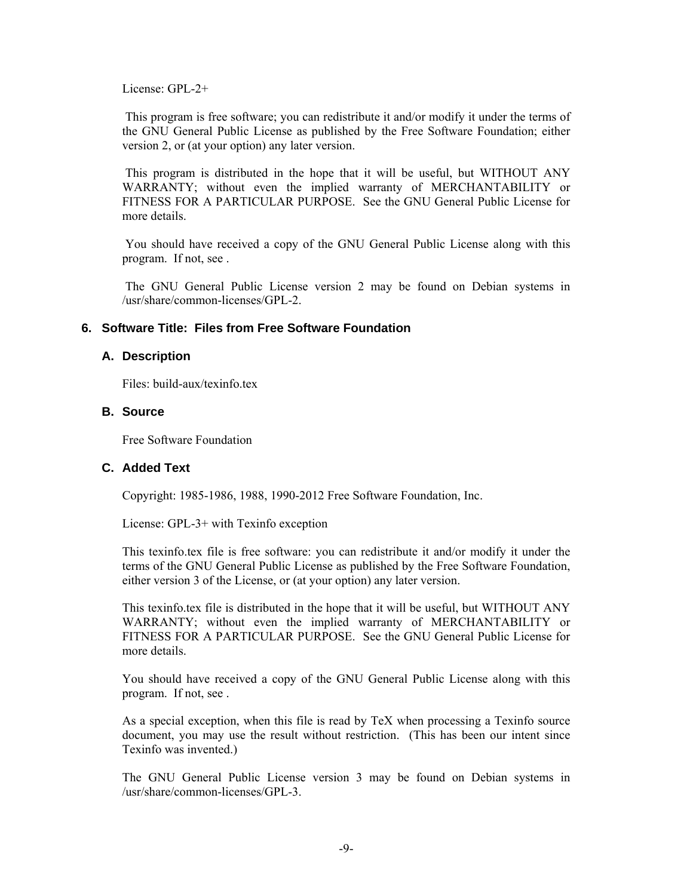License: GPL-2+

This program is free software; you can redistribute it and/or modify it under the terms of the GNU General Public License as published by the Free Software Foundation; either version 2, or (at your option) any later version.

This program is distributed in the hope that it will be useful, but WITHOUT ANY WARRANTY; without even the implied warranty of MERCHANTABILITY or FITNESS FOR A PARTICULAR PURPOSE. See the GNU General Public License for more details.

You should have received a copy of the GNU General Public License along with this program. If not, see .

The GNU General Public License version 2 may be found on Debian systems in /usr/share/common-licenses/GPL-2.

## 6. Software Title: Files from Free Software Foundation

### A. Description

Files: build-aux/texinfo.tex

### B. Source

Free Software Foundation

### C. Added Text

Copyright: 1985-1986, 1988, 1990-2012 Free Software Foundation, Inc.

License: GPL-3+ with Texinfo exception

This texinfo.tex file is free software: you can redistribute it and/or modify it under the terms of the GNU General Public License as published by the Free Software Foundation, either version 3 of the License, or (at your option) any later version.

This texinfo.tex file is distributed in the hope that it will be useful, but WITHOUT ANY WARRANTY; without even the implied warranty of MERCHANTABILITY or FITNESS FOR A PARTICULAR PURPOSE. See the GNU General Public License for more details.

You should have received a copy of the GNU General Public License along with this program. If not, see .

As a special exception, when this file is read by TeX when processing a Texinfo source document, you may use the result without restriction. (This has been our intent since Texinfo was invented.)

The GNU General Public License version 3 may be found on Debian systems in /usr/share/common-licenses/GPL-3.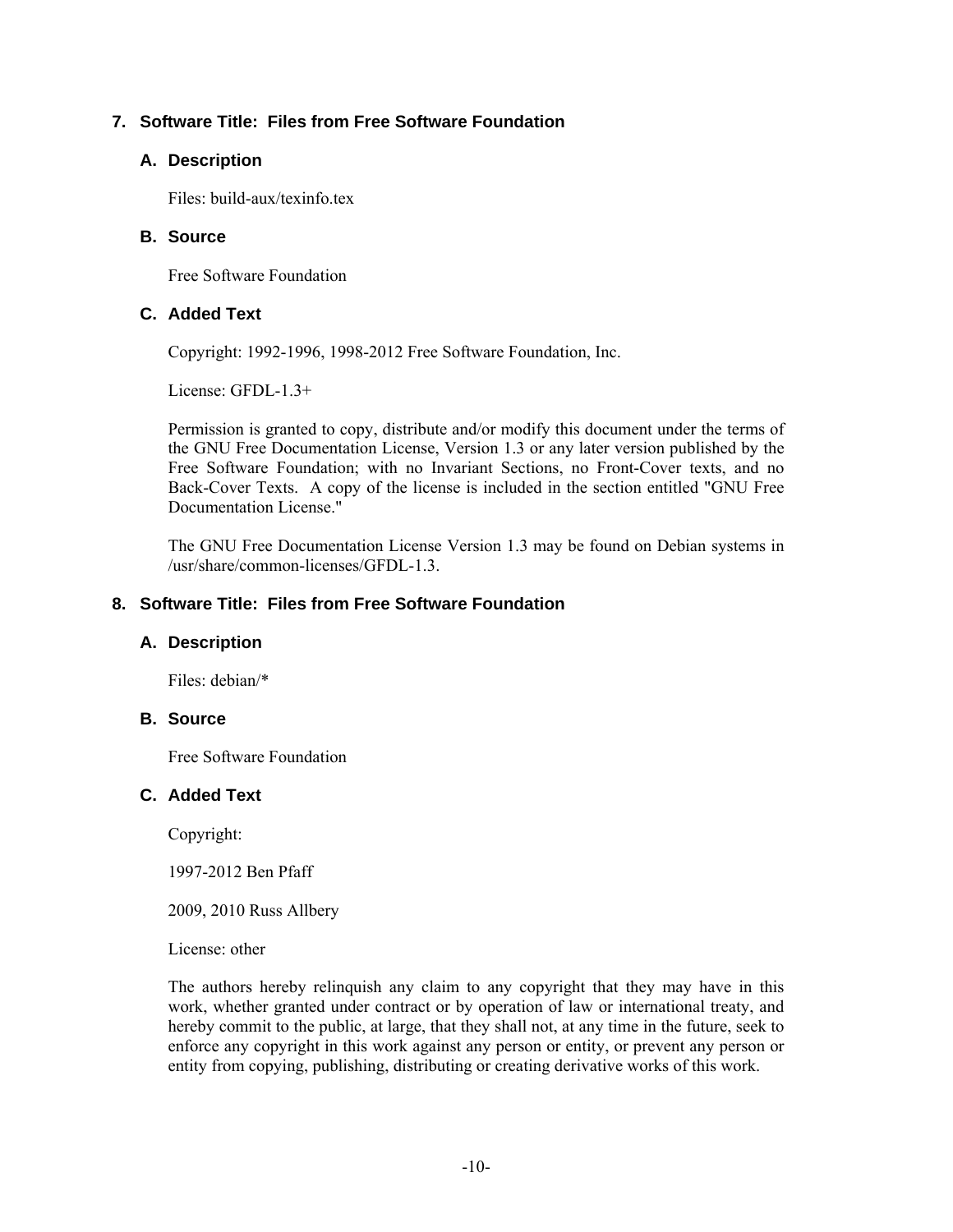## 7. Software Title: Files from Free Software Foundation

### A. Description

Files: build-aux/texinfo.tex

### B. Source

Free Software Foundation

### C. Added Text

Copyright: 1992-1996, 1998-2012 Free Software Foundation, Inc.

License: GFDL-1.3+

Permission is granted to copy, distribute and/or modify this document under the terms of the GNU Free Documentation License, Version 1.3 or any later version published by the Free Software Foundation; with no Invariant Sections, no Front-Cover texts, and no Back-Cover Texts. A copy of the license is included in the section entitled "GNU Free Documentation License."

The GNU Free Documentation License Version 1.3 may be found on Debian systems in /usr/share/common-licenses/GFDL-1.3.

## 8. Software Title: Files from Free Software Foundation

### A. Description

Files: debian/*

### B. Source

Free Software Foundation

### C. Added Text

Copyright:

1997-2012 Ben Pfaff

2009, 2010 Russ Allbery

License: other

The authors hereby relinquish any claim to any copyright that they may have in this work, whether granted under contract or by operation of law or international treaty, and hereby commit to the public, at large, that they shall not, at any time in the future, seek to enforce any copyright in this work against any person or entity, or prevent any person or entity from copying, publishing, distributing or creating derivative works of this work.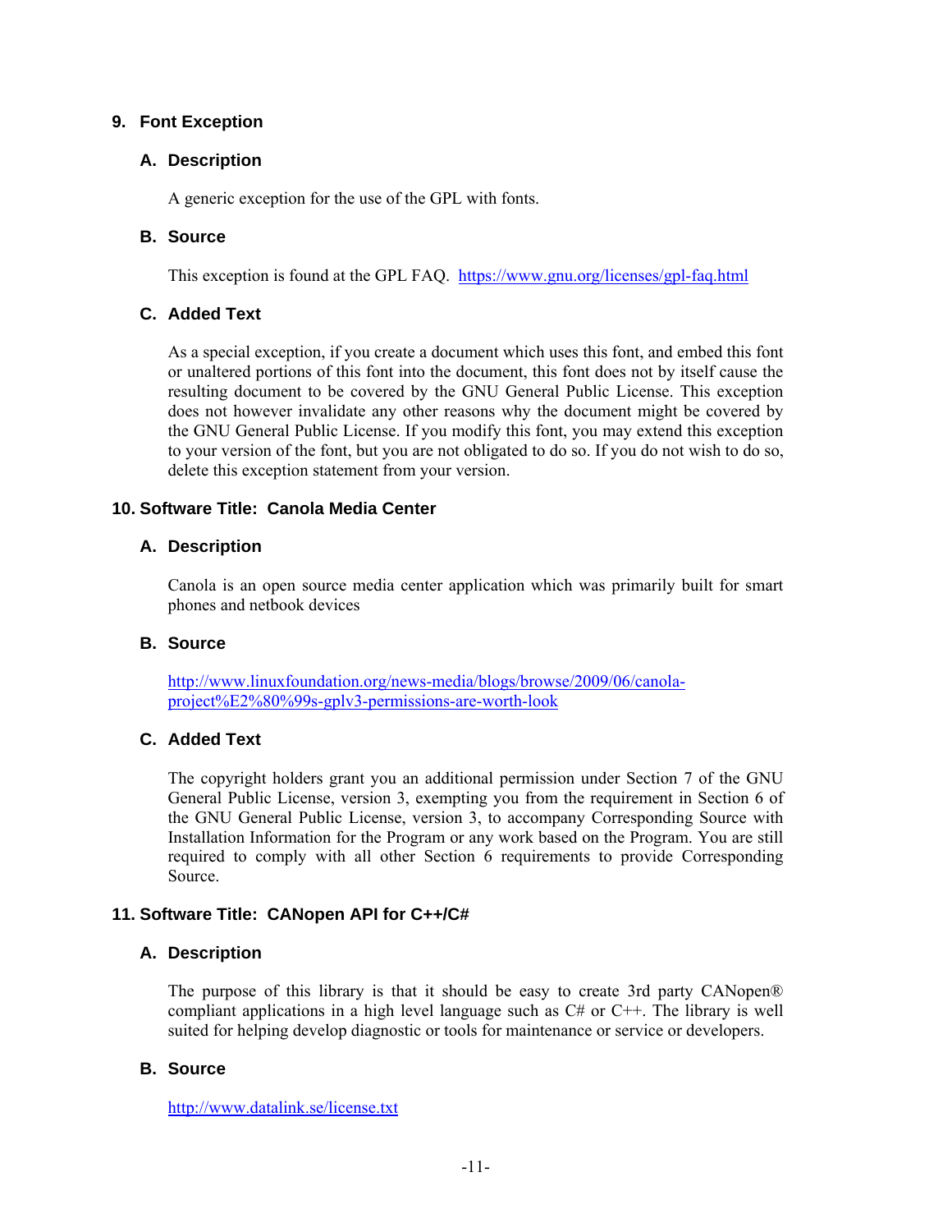## 9. Font Exception

### A. Description

A generic exception for the use of the GPL with fonts.

### B. Source

This exception is found at the GPL FAQ. https://www.gnu.org/licenses/gpl-faq.html

### C. Added Text

As a special exception, if you create a document which uses this font, and embed this font or unaltered portions of this font into the document, this font does not by itself cause the resulting document to be covered by the GNU General Public License. This exception does not however invalidate any other reasons why the document might be covered by the GNU General Public License. If you modify this font, you may extend this exception to your version of the font, but you are not obligated to do so. If you do not wish to do so, delete this exception statement from your version.

## 10. Software Title: Canola Media Center

### A. Description

Canola is an open source media center application which was primarily built for smart phones and netbook devices

### B. Source

http://www.linuxfoundation.org/news-media/blogs/browse/2009/06/canola-project%E2%80%99s-gplv3-permissions-are-worth-look

### C. Added Text

The copyright holders grant you an additional permission under Section 7 of the GNU General Public License, version 3, exempting you from the requirement in Section 6 of the GNU General Public License, version 3, to accompany Corresponding Source with Installation Information for the Program or any work based on the Program. You are still required to comply with all other Section 6 requirements to provide Corresponding Source.

## 11. Software Title: CANopen API for C++/C#

### A. Description

The purpose of this library is that it should be easy to create 3rd party CANopen® compliant applications in a high level language such as C# or C++. The library is well suited for helping develop diagnostic or tools for maintenance or service or developers.

### B. Source

http://www.datalink.se/license.txt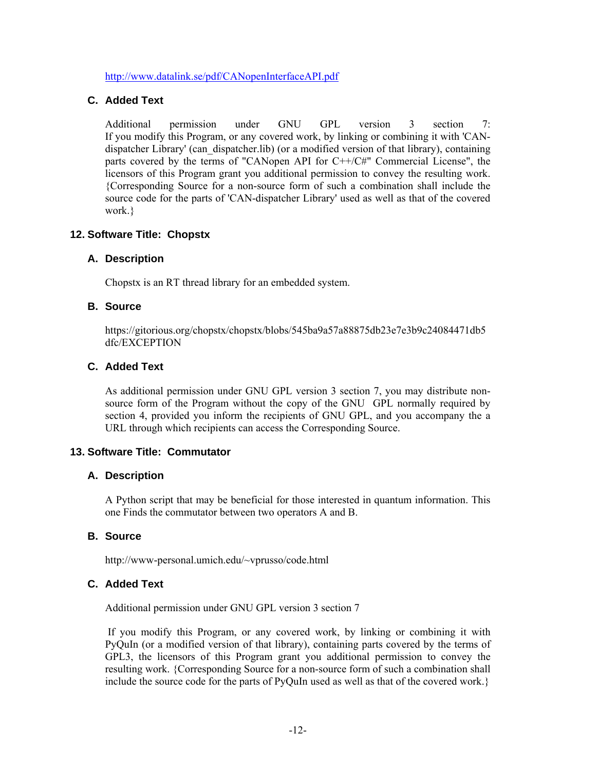http://www.datalink.se/pdf/CANopenInterfaceAPI.pdf

### C. Added Text

Additional permission under GNU GPL version 3 section 7: If you modify this Program, or any covered work, by linking or combining it with 'CAN-dispatcher Library' (can_dispatcher.lib) (or a modified version of that library), containing parts covered by the terms of "CANopen API for C++/C#" Commercial License", the licensors of this Program grant you additional permission to convey the resulting work. {Corresponding Source for a non-source form of such a combination shall include the source code for the parts of 'CAN-dispatcher Library' used as well as that of the covered work.}

## 12. Software Title: Chopstx

### A. Description

Chopstx is an RT thread library for an embedded system.

### B. Source

https://gitorious.org/chopstx/chopstx/blobs/545ba9a57a88875db23e7e3b9c24084471db5dfc/EXCEPTION

### C. Added Text

As additional permission under GNU GPL version 3 section 7, you may distribute non-source form of the Program without the copy of the GNU GPL normally required by section 4, provided you inform the recipients of GNU GPL, and you accompany the a URL through which recipients can access the Corresponding Source.

## 13. Software Title: Commutator

### A. Description

A Python script that may be beneficial for those interested in quantum information. This one Finds the commutator between two operators A and B.

### B. Source

http://www-personal.umich.edu/~vprusso/code.html

### C. Added Text

Additional permission under GNU GPL version 3 section 7

If you modify this Program, or any covered work, by linking or combining it with PyQuIn (or a modified version of that library), containing parts covered by the terms of GPL3, the licensors of this Program grant you additional permission to convey the resulting work. {Corresponding Source for a non-source form of such a combination shall include the source code for the parts of PyQuIn used as well as that of the covered work.}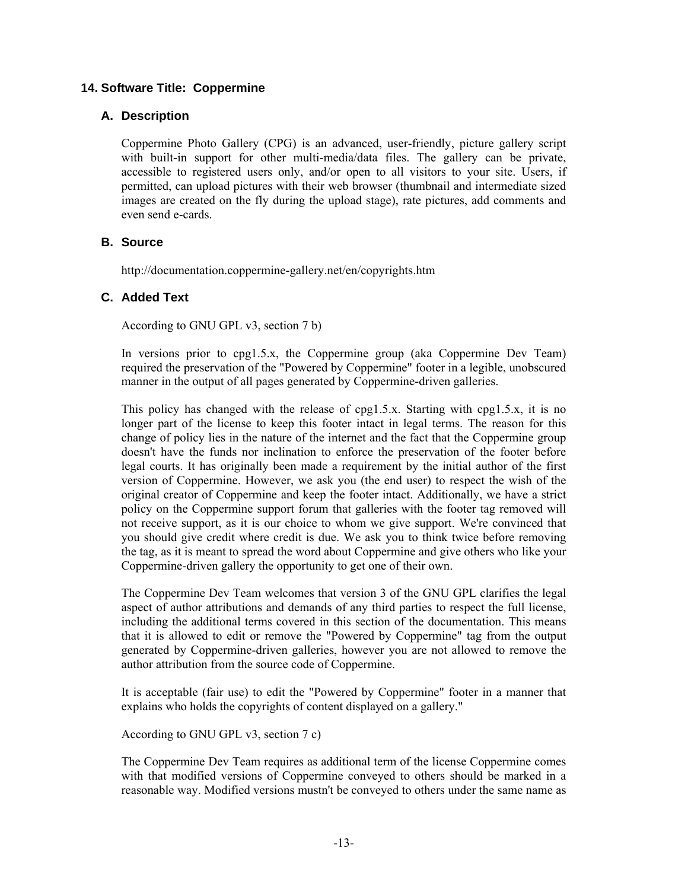## 14. Software Title: Coppermine

### A. Description

Coppermine Photo Gallery (CPG) is an advanced, user-friendly, picture gallery script with built-in support for other multi-media/data files. The gallery can be private, accessible to registered users only, and/or open to all visitors to your site. Users, if permitted, can upload pictures with their web browser (thumbnail and intermediate sized images are created on the fly during the upload stage), rate pictures, add comments and even send e-cards.

### B. Source

http://documentation.coppermine-gallery.net/en/copyrights.htm

### C. Added Text

According to GNU GPL v3, section 7 b)

In versions prior to cpg1.5.x, the Coppermine group (aka Coppermine Dev Team) required the preservation of the "Powered by Coppermine" footer in a legible, unobscured manner in the output of all pages generated by Coppermine-driven galleries.

This policy has changed with the release of cpg1.5.x. Starting with cpg1.5.x, it is no longer part of the license to keep this footer intact in legal terms. The reason for this change of policy lies in the nature of the internet and the fact that the Coppermine group doesn't have the funds nor inclination to enforce the preservation of the footer before legal courts. It has originally been made a requirement by the initial author of the first version of Coppermine. However, we ask you (the end user) to respect the wish of the original creator of Coppermine and keep the footer intact. Additionally, we have a strict policy on the Coppermine support forum that galleries with the footer tag removed will not receive support, as it is our choice to whom we give support. We're convinced that you should give credit where credit is due. We ask you to think twice before removing the tag, as it is meant to spread the word about Coppermine and give others who like your Coppermine-driven gallery the opportunity to get one of their own.

The Coppermine Dev Team welcomes that version 3 of the GNU GPL clarifies the legal aspect of author attributions and demands of any third parties to respect the full license, including the additional terms covered in this section of the documentation. This means that it is allowed to edit or remove the "Powered by Coppermine" tag from the output generated by Coppermine-driven galleries, however you are not allowed to remove the author attribution from the source code of Coppermine.

It is acceptable (fair use) to edit the "Powered by Coppermine" footer in a manner that explains who holds the copyrights of content displayed on a gallery."

According to GNU GPL v3, section 7 c)

The Coppermine Dev Team requires as additional term of the license Coppermine comes with that modified versions of Coppermine conveyed to others should be marked in a reasonable way. Modified versions mustn't be conveyed to others under the same name as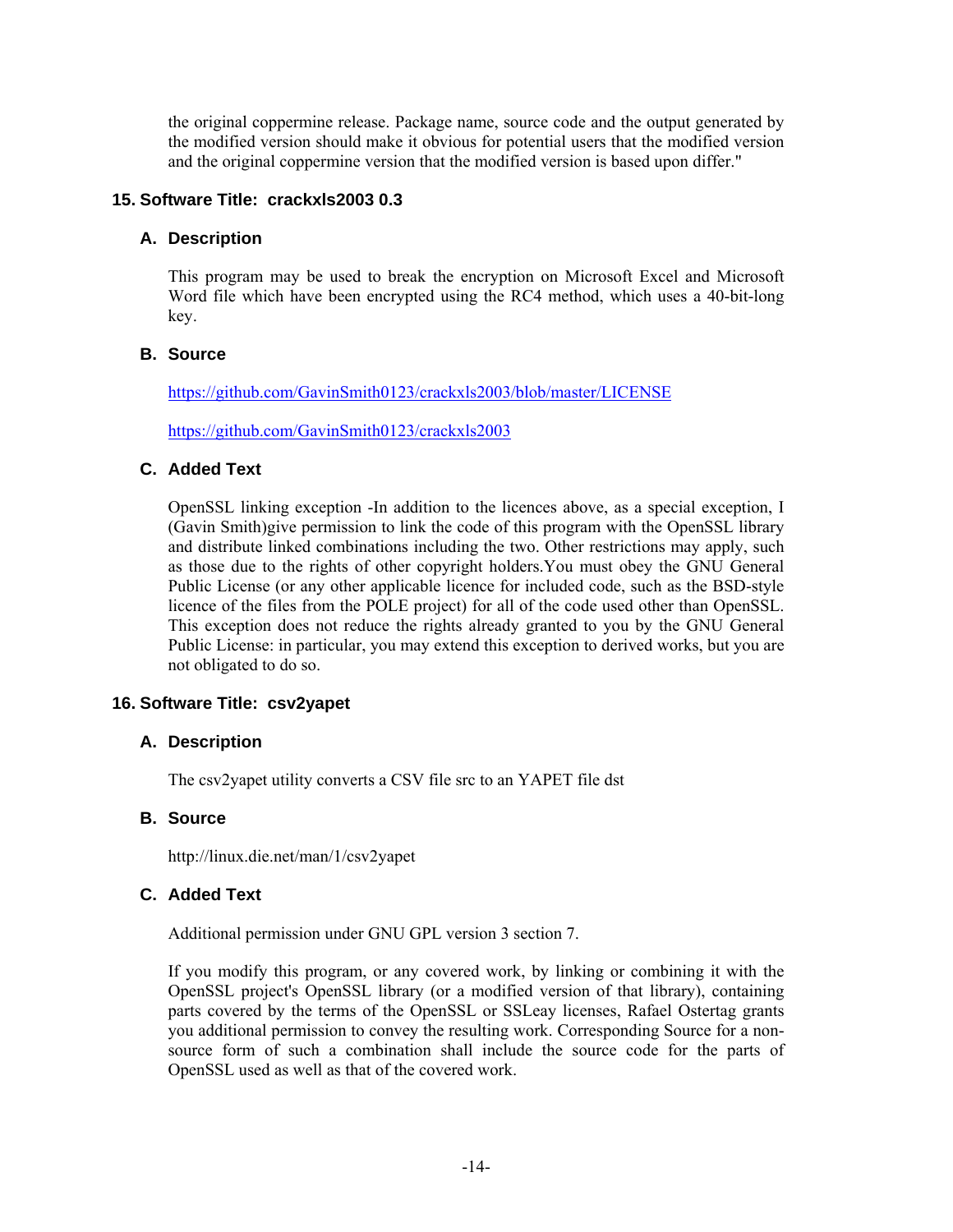the original coppermine release. Package name, source code and the output generated by the modified version should make it obvious for potential users that the modified version and the original coppermine version that the modified version is based upon differ."

## 15. Software Title: crackxls2003 0.3

### A. Description

This program may be used to break the encryption on Microsoft Excel and Microsoft Word file which have been encrypted using the RC4 method, which uses a 40-bit-long key.

### B. Source

https://github.com/GavinSmith0123/crackxls2003/blob/master/LICENSE

https://github.com/GavinSmith0123/crackxls2003

### C. Added Text

OpenSSL linking exception -In addition to the licences above, as a special exception, I (Gavin Smith)give permission to link the code of this program with the OpenSSL library and distribute linked combinations including the two. Other restrictions may apply, such as those due to the rights of other copyright holders.You must obey the GNU General Public License (or any other applicable licence for included code, such as the BSD-style licence of the files from the POLE project) for all of the code used other than OpenSSL. This exception does not reduce the rights already granted to you by the GNU General Public License: in particular, you may extend this exception to derived works, but you are not obligated to do so.

## 16. Software Title: csv2yapet

### A. Description

The csv2yapet utility converts a CSV file src to an YAPET file dst

### B. Source

http://linux.die.net/man/1/csv2yapet

### C. Added Text

Additional permission under GNU GPL version 3 section 7.

If you modify this program, or any covered work, by linking or combining it with the OpenSSL project's OpenSSL library (or a modified version of that library), containing parts covered by the terms of the OpenSSL or SSLeay licenses, Rafael Ostertag grants you additional permission to convey the resulting work. Corresponding Source for a non-source form of such a combination shall include the source code for the parts of OpenSSL used as well as that of the covered work.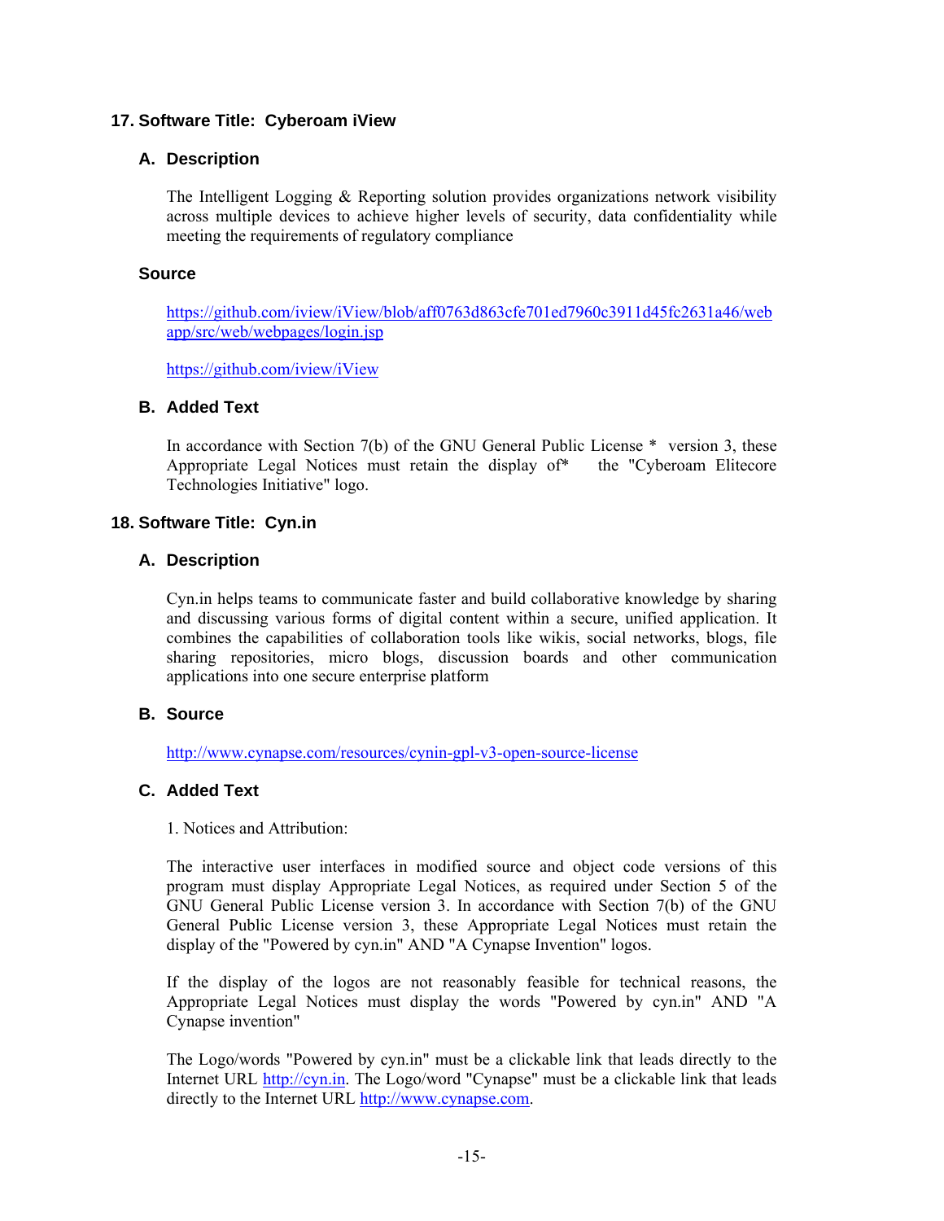## 17. Software Title: Cyberoam iView

### A. Description

The Intelligent Logging & Reporting solution provides organizations network visibility across multiple devices to achieve higher levels of security, data confidentiality while meeting the requirements of regulatory compliance

### Source

https://github.com/iview/iView/blob/aff0763d863cfe701ed7960c3911d45fc2631a46/webapp/src/web/webpages/login.jsp

https://github.com/iview/iView

### B. Added Text

In accordance with Section 7(b) of the GNU General Public License * version 3, these Appropriate Legal Notices must retain the display of* the "Cyberoam Elitecore Technologies Initiative" logo.

## 18. Software Title: Cyn.in

### A. Description

Cyn.in helps teams to communicate faster and build collaborative knowledge by sharing and discussing various forms of digital content within a secure, unified application. It combines the capabilities of collaboration tools like wikis, social networks, blogs, file sharing repositories, micro blogs, discussion boards and other communication applications into one secure enterprise platform

### B. Source

http://www.cynapse.com/resources/cynin-gpl-v3-open-source-license

### C. Added Text

1. Notices and Attribution:

The interactive user interfaces in modified source and object code versions of this program must display Appropriate Legal Notices, as required under Section 5 of the GNU General Public License version 3. In accordance with Section 7(b) of the GNU General Public License version 3, these Appropriate Legal Notices must retain the display of the "Powered by cyn.in" AND "A Cynapse Invention" logos.

If the display of the logos are not reasonably feasible for technical reasons, the Appropriate Legal Notices must display the words "Powered by cyn.in" AND "A Cynapse invention"

The Logo/words "Powered by cyn.in" must be a clickable link that leads directly to the Internet URL http://cyn.in. The Logo/word "Cynapse" must be a clickable link that leads directly to the Internet URL http://www.cynapse.com.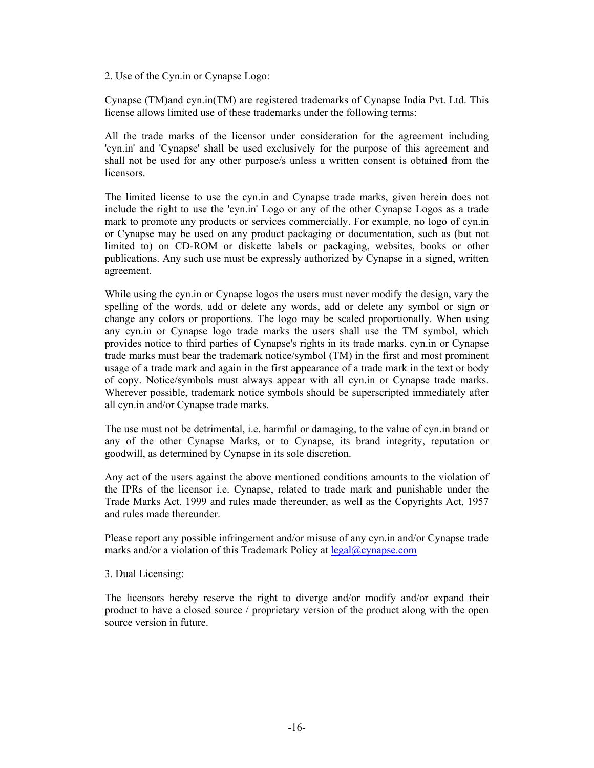2. Use of the Cyn.in or Cynapse Logo:

Cynapse (TM)and cyn.in(TM) are registered trademarks of Cynapse India Pvt. Ltd. This license allows limited use of these trademarks under the following terms:

All the trade marks of the licensor under consideration for the agreement including 'cyn.in' and 'Cynapse' shall be used exclusively for the purpose of this agreement and shall not be used for any other purpose/s unless a written consent is obtained from the licensors.

The limited license to use the cyn.in and Cynapse trade marks, given herein does not include the right to use the 'cyn.in' Logo or any of the other Cynapse Logos as a trade mark to promote any products or services commercially. For example, no logo of cyn.in or Cynapse may be used on any product packaging or documentation, such as (but not limited to) on CD-ROM or diskette labels or packaging, websites, books or other publications. Any such use must be expressly authorized by Cynapse in a signed, written agreement.

While using the cyn.in or Cynapse logos the users must never modify the design, vary the spelling of the words, add or delete any words, add or delete any symbol or sign or change any colors or proportions. The logo may be scaled proportionally. When using any cyn.in or Cynapse logo trade marks the users shall use the TM symbol, which provides notice to third parties of Cynapse's rights in its trade marks. cyn.in or Cynapse trade marks must bear the trademark notice/symbol (TM) in the first and most prominent usage of a trade mark and again in the first appearance of a trade mark in the text or body of copy. Notice/symbols must always appear with all cyn.in or Cynapse trade marks. Wherever possible, trademark notice symbols should be superscripted immediately after all cyn.in and/or Cynapse trade marks.

The use must not be detrimental, i.e. harmful or damaging, to the value of cyn.in brand or any of the other Cynapse Marks, or to Cynapse, its brand integrity, reputation or goodwill, as determined by Cynapse in its sole discretion.

Any act of the users against the above mentioned conditions amounts to the violation of the IPRs of the licensor i.e. Cynapse, related to trade mark and punishable under the Trade Marks Act, 1999 and rules made thereunder, as well as the Copyrights Act, 1957 and rules made thereunder.

Please report any possible infringement and/or misuse of any cyn.in and/or Cynapse trade marks and/or a violation of this Trademark Policy at legal@cynapse.com

3. Dual Licensing:

The licensors hereby reserve the right to diverge and/or modify and/or expand their product to have a closed source / proprietary version of the product along with the open source version in future.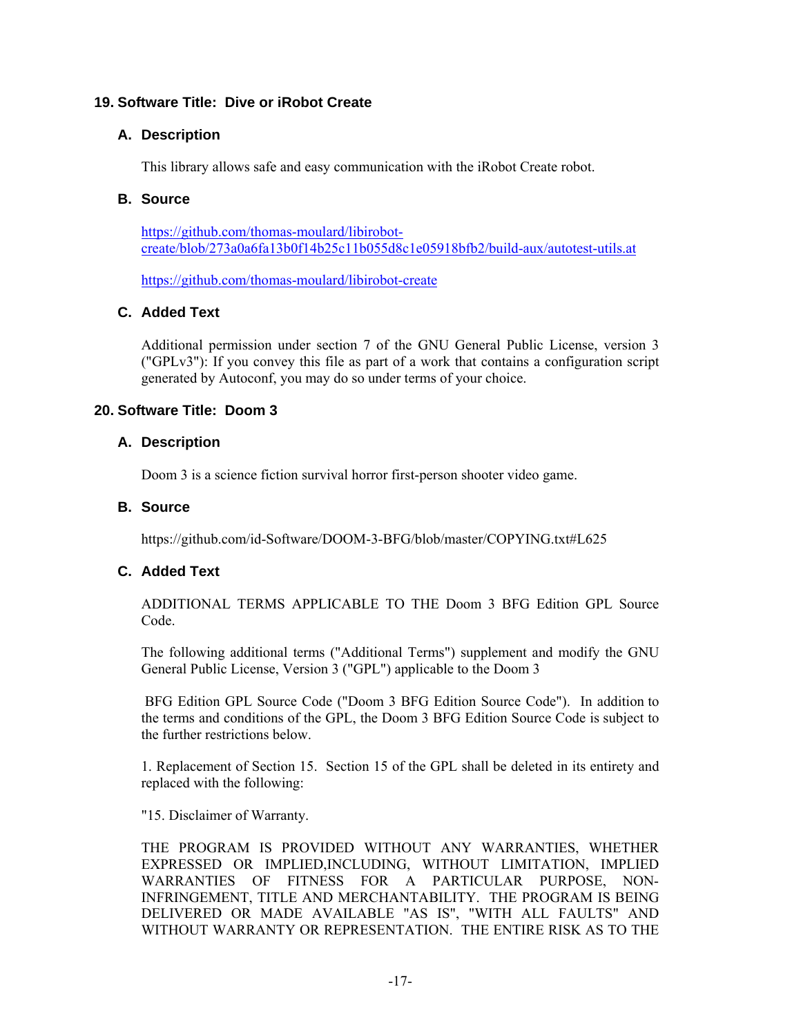## 19. Software Title: Dive or iRobot Create

### A. Description

This library allows safe and easy communication with the iRobot Create robot.

### B. Source

https://github.com/thomas-moulard/libirobot-create/blob/273a0a6fa13b0f14b25c11b055d8c1e05918bfb2/build-aux/autotest-utils.at

https://github.com/thomas-moulard/libirobot-create

### C. Added Text

Additional permission under section 7 of the GNU General Public License, version 3 ("GPLv3"): If you convey this file as part of a work that contains a configuration script generated by Autoconf, you may do so under terms of your choice.

## 20. Software Title: Doom 3

### A. Description

Doom 3 is a science fiction survival horror first-person shooter video game.

### B. Source

https://github.com/id-Software/DOOM-3-BFG/blob/master/COPYING.txt#L625

### C. Added Text

ADDITIONAL TERMS APPLICABLE TO THE Doom 3 BFG Edition GPL Source Code.

The following additional terms ("Additional Terms") supplement and modify the GNU General Public License, Version 3 ("GPL") applicable to the Doom 3

BFG Edition GPL Source Code ("Doom 3 BFG Edition Source Code"). In addition to the terms and conditions of the GPL, the Doom 3 BFG Edition Source Code is subject to the further restrictions below.

1. Replacement of Section 15. Section 15 of the GPL shall be deleted in its entirety and replaced with the following:

"15. Disclaimer of Warranty.

THE PROGRAM IS PROVIDED WITHOUT ANY WARRANTIES, WHETHER EXPRESSED OR IMPLIED,INCLUDING, WITHOUT LIMITATION, IMPLIED WARRANTIES OF FITNESS FOR A PARTICULAR PURPOSE, NON-INFRINGEMENT, TITLE AND MERCHANTABILITY. THE PROGRAM IS BEING DELIVERED OR MADE AVAILABLE "AS IS", "WITH ALL FAULTS" AND WITHOUT WARRANTY OR REPRESENTATION. THE ENTIRE RISK AS TO THE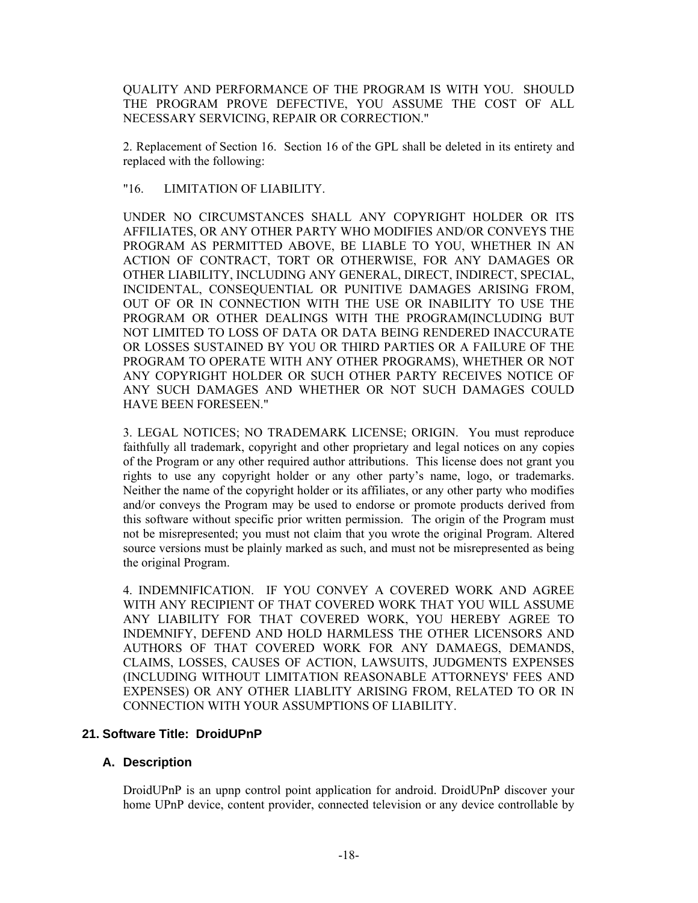QUALITY AND PERFORMANCE OF THE PROGRAM IS WITH YOU. SHOULD THE PROGRAM PROVE DEFECTIVE, YOU ASSUME THE COST OF ALL NECESSARY SERVICING, REPAIR OR CORRECTION."

2. Replacement of Section 16. Section 16 of the GPL shall be deleted in its entirety and replaced with the following:

"16. LIMITATION OF LIABILITY.

UNDER NO CIRCUMSTANCES SHALL ANY COPYRIGHT HOLDER OR ITS AFFILIATES, OR ANY OTHER PARTY WHO MODIFIES AND/OR CONVEYS THE PROGRAM AS PERMITTED ABOVE, BE LIABLE TO YOU, WHETHER IN AN ACTION OF CONTRACT, TORT OR OTHERWISE, FOR ANY DAMAGES OR OTHER LIABILITY, INCLUDING ANY GENERAL, DIRECT, INDIRECT, SPECIAL, INCIDENTAL, CONSEQUENTIAL OR PUNITIVE DAMAGES ARISING FROM, OUT OF OR IN CONNECTION WITH THE USE OR INABILITY TO USE THE PROGRAM OR OTHER DEALINGS WITH THE PROGRAM(INCLUDING BUT NOT LIMITED TO LOSS OF DATA OR DATA BEING RENDERED INACCURATE OR LOSSES SUSTAINED BY YOU OR THIRD PARTIES OR A FAILURE OF THE PROGRAM TO OPERATE WITH ANY OTHER PROGRAMS), WHETHER OR NOT ANY COPYRIGHT HOLDER OR SUCH OTHER PARTY RECEIVES NOTICE OF ANY SUCH DAMAGES AND WHETHER OR NOT SUCH DAMAGES COULD HAVE BEEN FORESEEN."

3. LEGAL NOTICES; NO TRADEMARK LICENSE; ORIGIN. You must reproduce faithfully all trademark, copyright and other proprietary and legal notices on any copies of the Program or any other required author attributions. This license does not grant you rights to use any copyright holder or any other party's name, logo, or trademarks. Neither the name of the copyright holder or its affiliates, or any other party who modifies and/or conveys the Program may be used to endorse or promote products derived from this software without specific prior written permission. The origin of the Program must not be misrepresented; you must not claim that you wrote the original Program. Altered source versions must be plainly marked as such, and must not be misrepresented as being the original Program.

4. INDEMNIFICATION. IF YOU CONVEY A COVERED WORK AND AGREE WITH ANY RECIPIENT OF THAT COVERED WORK THAT YOU WILL ASSUME ANY LIABILITY FOR THAT COVERED WORK, YOU HEREBY AGREE TO INDEMNIFY, DEFEND AND HOLD HARMLESS THE OTHER LICENSORS AND AUTHORS OF THAT COVERED WORK FOR ANY DAMAEGS, DEMANDS, CLAIMS, LOSSES, CAUSES OF ACTION, LAWSUITS, JUDGMENTS EXPENSES (INCLUDING WITHOUT LIMITATION REASONABLE ATTORNEYS' FEES AND EXPENSES) OR ANY OTHER LIABLITY ARISING FROM, RELATED TO OR IN CONNECTION WITH YOUR ASSUMPTIONS OF LIABILITY.

## 21. Software Title: DroidUPnP

### A. Description

DroidUPnP is an upnp control point application for android. DroidUPnP discover your home UPnP device, content provider, connected television or any device controllable by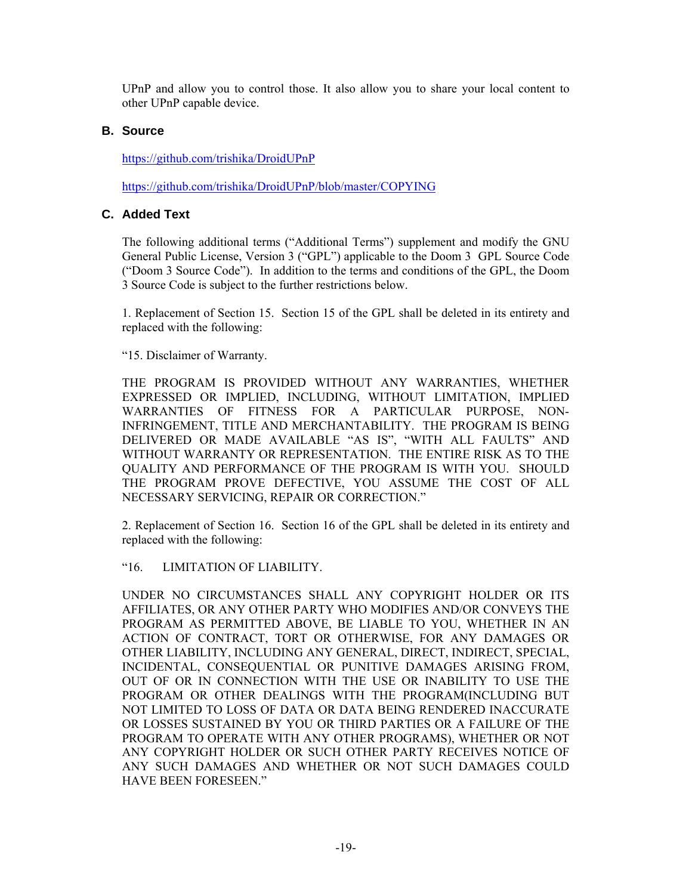UPnP and allow you to control those. It also allow you to share your local content to other UPnP capable device.

### B. Source

https://github.com/trishika/DroidUPnP

https://github.com/trishika/DroidUPnP/blob/master/COPYING

### C. Added Text

The following additional terms ("Additional Terms") supplement and modify the GNU General Public License, Version 3 ("GPL") applicable to the Doom 3 GPL Source Code ("Doom 3 Source Code"). In addition to the terms and conditions of the GPL, the Doom 3 Source Code is subject to the further restrictions below.

1. Replacement of Section 15. Section 15 of the GPL shall be deleted in its entirety and replaced with the following:

"15. Disclaimer of Warranty.

THE PROGRAM IS PROVIDED WITHOUT ANY WARRANTIES, WHETHER EXPRESSED OR IMPLIED, INCLUDING, WITHOUT LIMITATION, IMPLIED WARRANTIES OF FITNESS FOR A PARTICULAR PURPOSE, NON-INFRINGEMENT, TITLE AND MERCHANTABILITY. THE PROGRAM IS BEING DELIVERED OR MADE AVAILABLE "AS IS", "WITH ALL FAULTS" AND WITHOUT WARRANTY OR REPRESENTATION. THE ENTIRE RISK AS TO THE QUALITY AND PERFORMANCE OF THE PROGRAM IS WITH YOU. SHOULD THE PROGRAM PROVE DEFECTIVE, YOU ASSUME THE COST OF ALL NECESSARY SERVICING, REPAIR OR CORRECTION."

2. Replacement of Section 16. Section 16 of the GPL shall be deleted in its entirety and replaced with the following:

"16. LIMITATION OF LIABILITY.

UNDER NO CIRCUMSTANCES SHALL ANY COPYRIGHT HOLDER OR ITS AFFILIATES, OR ANY OTHER PARTY WHO MODIFIES AND/OR CONVEYS THE PROGRAM AS PERMITTED ABOVE, BE LIABLE TO YOU, WHETHER IN AN ACTION OF CONTRACT, TORT OR OTHERWISE, FOR ANY DAMAGES OR OTHER LIABILITY, INCLUDING ANY GENERAL, DIRECT, INDIRECT, SPECIAL, INCIDENTAL, CONSEQUENTIAL OR PUNITIVE DAMAGES ARISING FROM, OUT OF OR IN CONNECTION WITH THE USE OR INABILITY TO USE THE PROGRAM OR OTHER DEALINGS WITH THE PROGRAM(INCLUDING BUT NOT LIMITED TO LOSS OF DATA OR DATA BEING RENDERED INACCURATE OR LOSSES SUSTAINED BY YOU OR THIRD PARTIES OR A FAILURE OF THE PROGRAM TO OPERATE WITH ANY OTHER PROGRAMS), WHETHER OR NOT ANY COPYRIGHT HOLDER OR SUCH OTHER PARTY RECEIVES NOTICE OF ANY SUCH DAMAGES AND WHETHER OR NOT SUCH DAMAGES COULD HAVE BEEN FORESEEN."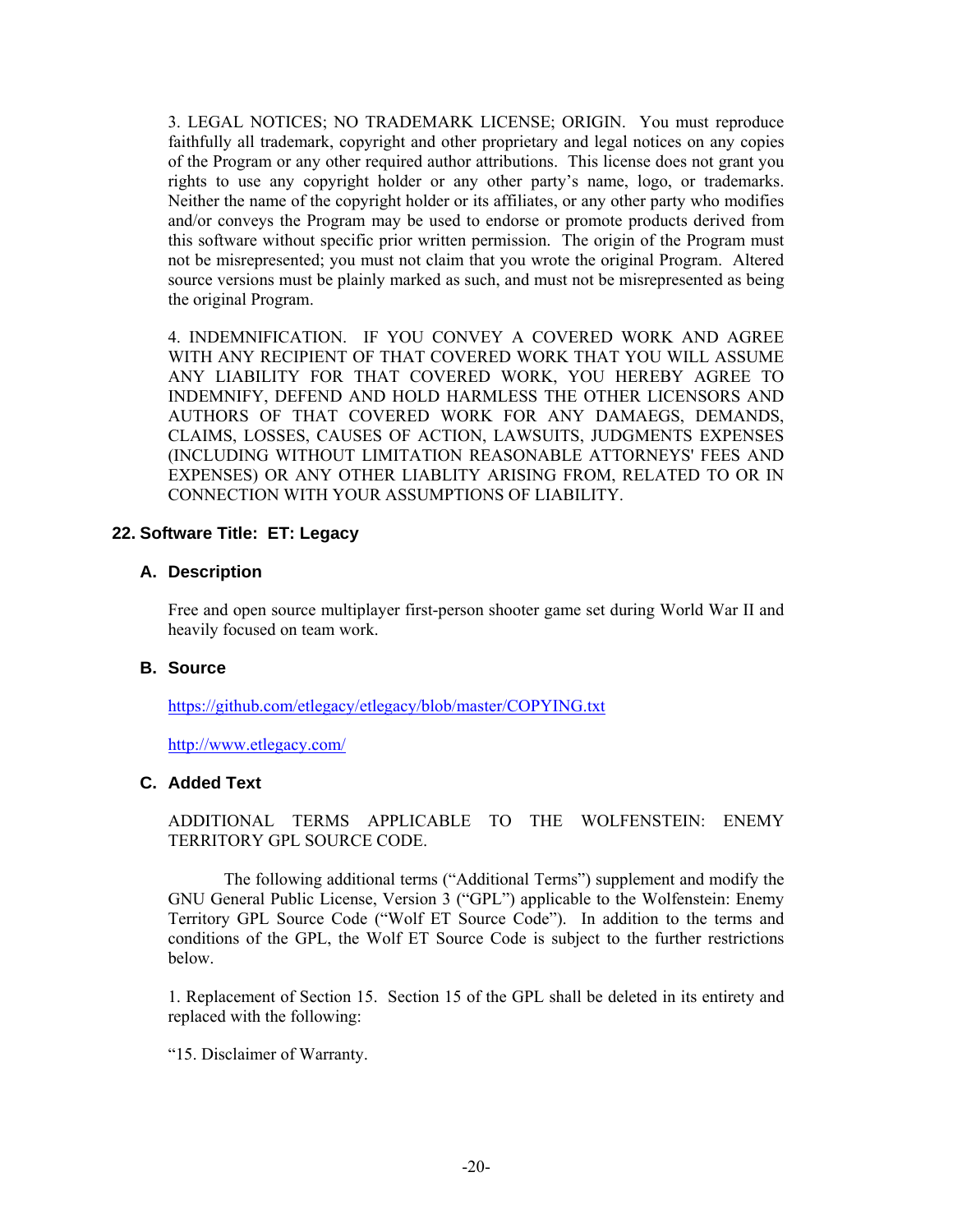3. LEGAL NOTICES; NO TRADEMARK LICENSE; ORIGIN. You must reproduce faithfully all trademark, copyright and other proprietary and legal notices on any copies of the Program or any other required author attributions. This license does not grant you rights to use any copyright holder or any other party's name, logo, or trademarks. Neither the name of the copyright holder or its affiliates, or any other party who modifies and/or conveys the Program may be used to endorse or promote products derived from this software without specific prior written permission. The origin of the Program must not be misrepresented; you must not claim that you wrote the original Program. Altered source versions must be plainly marked as such, and must not be misrepresented as being the original Program.

4. INDEMNIFICATION. IF YOU CONVEY A COVERED WORK AND AGREE WITH ANY RECIPIENT OF THAT COVERED WORK THAT YOU WILL ASSUME ANY LIABILITY FOR THAT COVERED WORK, YOU HEREBY AGREE TO INDEMNIFY, DEFEND AND HOLD HARMLESS THE OTHER LICENSORS AND AUTHORS OF THAT COVERED WORK FOR ANY DAMAEGS, DEMANDS, CLAIMS, LOSSES, CAUSES OF ACTION, LAWSUITS, JUDGMENTS EXPENSES (INCLUDING WITHOUT LIMITATION REASONABLE ATTORNEYS' FEES AND EXPENSES) OR ANY OTHER LIABLITY ARISING FROM, RELATED TO OR IN CONNECTION WITH YOUR ASSUMPTIONS OF LIABILITY.

## 22. Software Title: ET: Legacy

### A. Description

Free and open source multiplayer first-person shooter game set during World War II and heavily focused on team work.

### B. Source

https://github.com/etlegacy/etlegacy/blob/master/COPYING.txt

http://www.etlegacy.com/

### C. Added Text

ADDITIONAL TERMS APPLICABLE TO THE WOLFENSTEIN: ENEMY TERRITORY GPL SOURCE CODE.

The following additional terms ("Additional Terms") supplement and modify the GNU General Public License, Version 3 ("GPL") applicable to the Wolfenstein: Enemy Territory GPL Source Code ("Wolf ET Source Code"). In addition to the terms and conditions of the GPL, the Wolf ET Source Code is subject to the further restrictions below.

1. Replacement of Section 15. Section 15 of the GPL shall be deleted in its entirety and replaced with the following:

"15. Disclaimer of Warranty.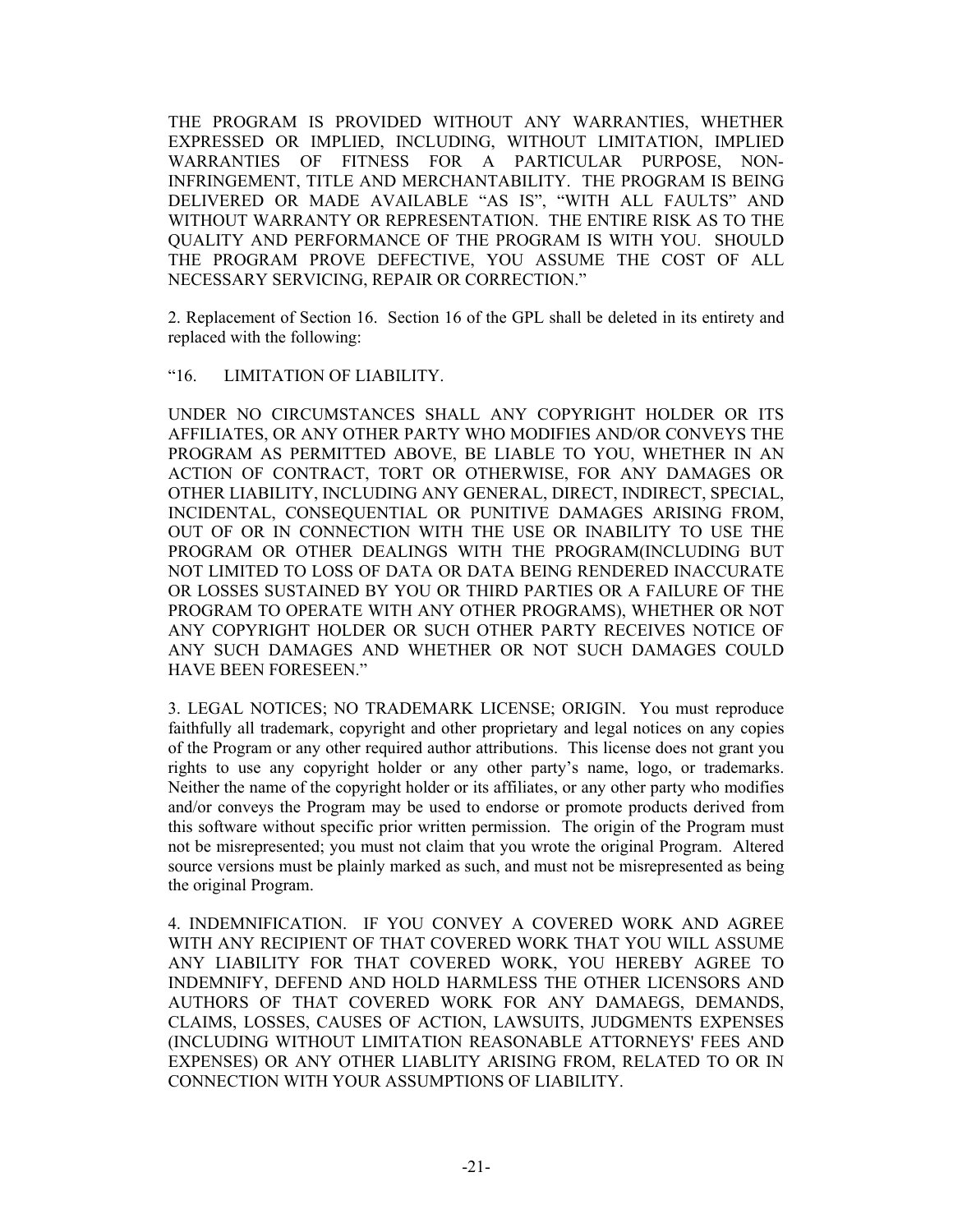THE PROGRAM IS PROVIDED WITHOUT ANY WARRANTIES, WHETHER EXPRESSED OR IMPLIED, INCLUDING, WITHOUT LIMITATION, IMPLIED WARRANTIES OF FITNESS FOR A PARTICULAR PURPOSE, NON-INFRINGEMENT, TITLE AND MERCHANTABILITY. THE PROGRAM IS BEING DELIVERED OR MADE AVAILABLE "AS IS", "WITH ALL FAULTS" AND WITHOUT WARRANTY OR REPRESENTATION. THE ENTIRE RISK AS TO THE QUALITY AND PERFORMANCE OF THE PROGRAM IS WITH YOU. SHOULD THE PROGRAM PROVE DEFECTIVE, YOU ASSUME THE COST OF ALL NECESSARY SERVICING, REPAIR OR CORRECTION."

2. Replacement of Section 16. Section 16 of the GPL shall be deleted in its entirety and replaced with the following:

"16. LIMITATION OF LIABILITY.

UNDER NO CIRCUMSTANCES SHALL ANY COPYRIGHT HOLDER OR ITS AFFILIATES, OR ANY OTHER PARTY WHO MODIFIES AND/OR CONVEYS THE PROGRAM AS PERMITTED ABOVE, BE LIABLE TO YOU, WHETHER IN AN ACTION OF CONTRACT, TORT OR OTHERWISE, FOR ANY DAMAGES OR OTHER LIABILITY, INCLUDING ANY GENERAL, DIRECT, INDIRECT, SPECIAL, INCIDENTAL, CONSEQUENTIAL OR PUNITIVE DAMAGES ARISING FROM, OUT OF OR IN CONNECTION WITH THE USE OR INABILITY TO USE THE PROGRAM OR OTHER DEALINGS WITH THE PROGRAM(INCLUDING BUT NOT LIMITED TO LOSS OF DATA OR DATA BEING RENDERED INACCURATE OR LOSSES SUSTAINED BY YOU OR THIRD PARTIES OR A FAILURE OF THE PROGRAM TO OPERATE WITH ANY OTHER PROGRAMS), WHETHER OR NOT ANY COPYRIGHT HOLDER OR SUCH OTHER PARTY RECEIVES NOTICE OF ANY SUCH DAMAGES AND WHETHER OR NOT SUCH DAMAGES COULD HAVE BEEN FORESEEN."

3. LEGAL NOTICES; NO TRADEMARK LICENSE; ORIGIN. You must reproduce faithfully all trademark, copyright and other proprietary and legal notices on any copies of the Program or any other required author attributions. This license does not grant you rights to use any copyright holder or any other party's name, logo, or trademarks. Neither the name of the copyright holder or its affiliates, or any other party who modifies and/or conveys the Program may be used to endorse or promote products derived from this software without specific prior written permission. The origin of the Program must not be misrepresented; you must not claim that you wrote the original Program. Altered source versions must be plainly marked as such, and must not be misrepresented as being the original Program.

4. INDEMNIFICATION. IF YOU CONVEY A COVERED WORK AND AGREE WITH ANY RECIPIENT OF THAT COVERED WORK THAT YOU WILL ASSUME ANY LIABILITY FOR THAT COVERED WORK, YOU HEREBY AGREE TO INDEMNIFY, DEFEND AND HOLD HARMLESS THE OTHER LICENSORS AND AUTHORS OF THAT COVERED WORK FOR ANY DAMAEGS, DEMANDS, CLAIMS, LOSSES, CAUSES OF ACTION, LAWSUITS, JUDGMENTS EXPENSES (INCLUDING WITHOUT LIMITATION REASONABLE ATTORNEYS' FEES AND EXPENSES) OR ANY OTHER LIABLITY ARISING FROM, RELATED TO OR IN CONNECTION WITH YOUR ASSUMPTIONS OF LIABILITY.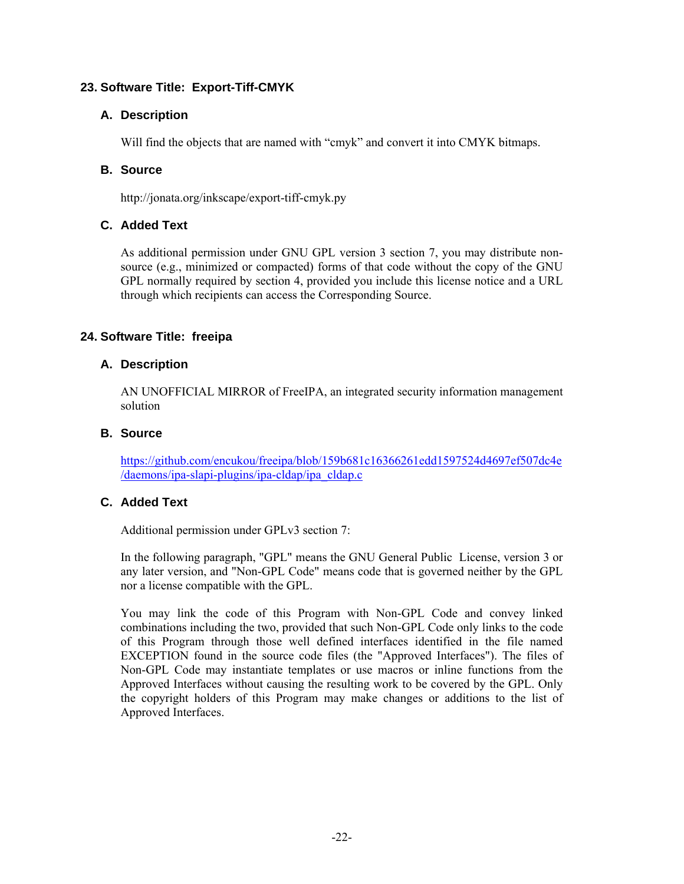## 23. Software Title: Export-Tiff-CMYK

### A. Description

Will find the objects that are named with “cmyk” and convert it into CMYK bitmaps.

### B. Source

http://jonata.org/inkscape/export-tiff-cmyk.py

### C. Added Text

As additional permission under GNU GPL version 3 section 7, you may distribute non-source (e.g., minimized or compacted) forms of that code without the copy of the GNU GPL normally required by section 4, provided you include this license notice and a URL through which recipients can access the Corresponding Source.

## 24. Software Title: freeipa

### A. Description

AN UNOFFICIAL MIRROR of FreeIPA, an integrated security information management solution

### B. Source

https://github.com/encukou/freeipa/blob/159b681c16366261edd1597524d4697ef507dc4e/daemons/ipa-slapi-plugins/ipa-cldap/ipa_cldap.c

### C. Added Text

Additional permission under GPLv3 section 7:

In the following paragraph, "GPL" means the GNU General Public License, version 3 or any later version, and "Non-GPL Code" means code that is governed neither by the GPL nor a license compatible with the GPL.

You may link the code of this Program with Non-GPL Code and convey linked combinations including the two, provided that such Non-GPL Code only links to the code of this Program through those well defined interfaces identified in the file named EXCEPTION found in the source code files (the "Approved Interfaces"). The files of Non-GPL Code may instantiate templates or use macros or inline functions from the Approved Interfaces without causing the resulting work to be covered by the GPL. Only the copyright holders of this Program may make changes or additions to the list of Approved Interfaces.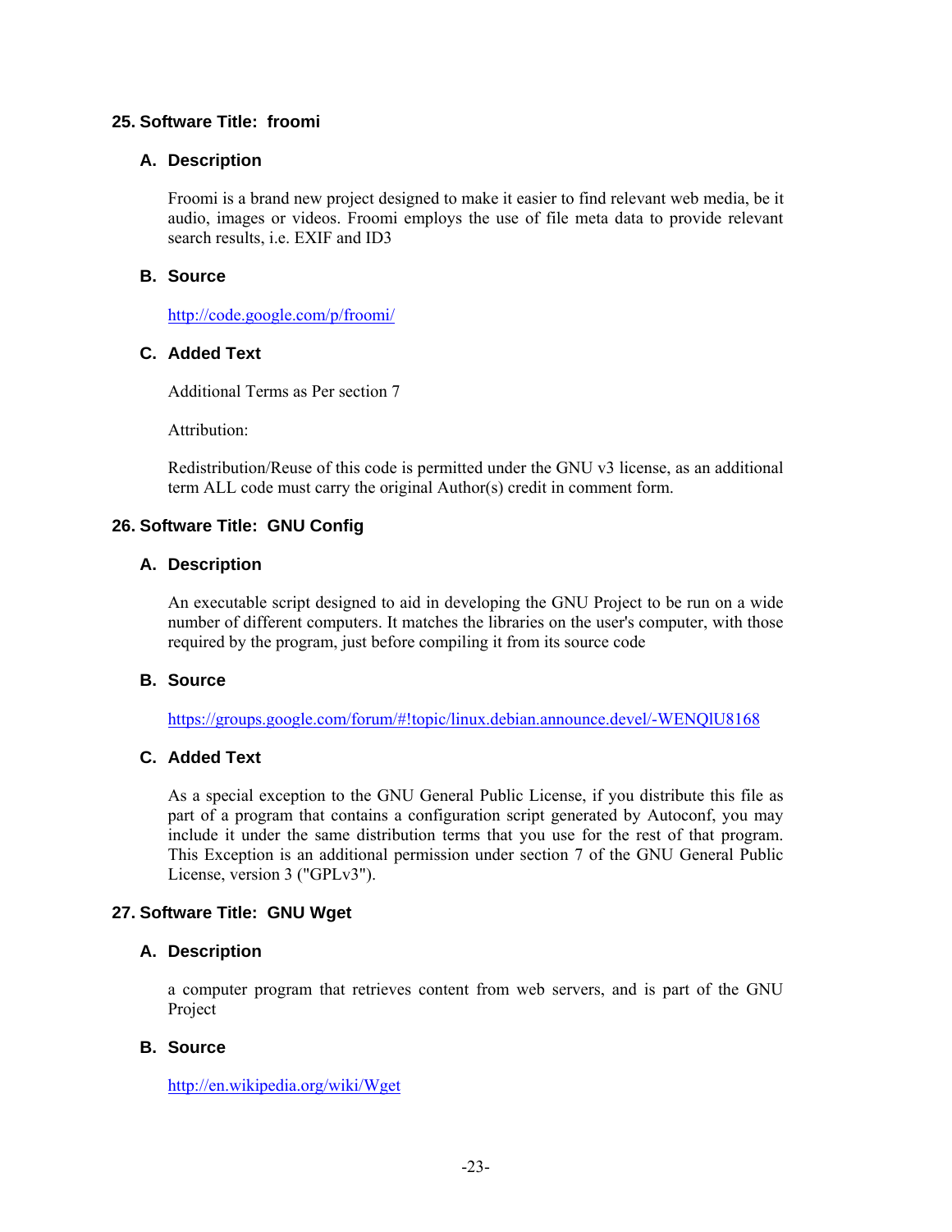## 25. Software Title: froomi

### A. Description

Froomi is a brand new project designed to make it easier to find relevant web media, be it audio, images or videos. Froomi employs the use of file meta data to provide relevant search results, i.e. EXIF and ID3

### B. Source

http://code.google.com/p/froomi/

### C. Added Text

Additional Terms as Per section 7

Attribution:

Redistribution/Reuse of this code is permitted under the GNU v3 license, as an additional term ALL code must carry the original Author(s) credit in comment form.

## 26. Software Title: GNU Config

### A. Description

An executable script designed to aid in developing the GNU Project to be run on a wide number of different computers. It matches the libraries on the user's computer, with those required by the program, just before compiling it from its source code

### B. Source

https://groups.google.com/forum/#!topic/linux.debian.announce.devel/-WENQlU8168

### C. Added Text

As a special exception to the GNU General Public License, if you distribute this file as part of a program that contains a configuration script generated by Autoconf, you may include it under the same distribution terms that you use for the rest of that program. This Exception is an additional permission under section 7 of the GNU General Public License, version 3 ("GPLv3").

## 27. Software Title: GNU Wget

### A. Description

a computer program that retrieves content from web servers, and is part of the GNU Project

### B. Source

http://en.wikipedia.org/wiki/Wget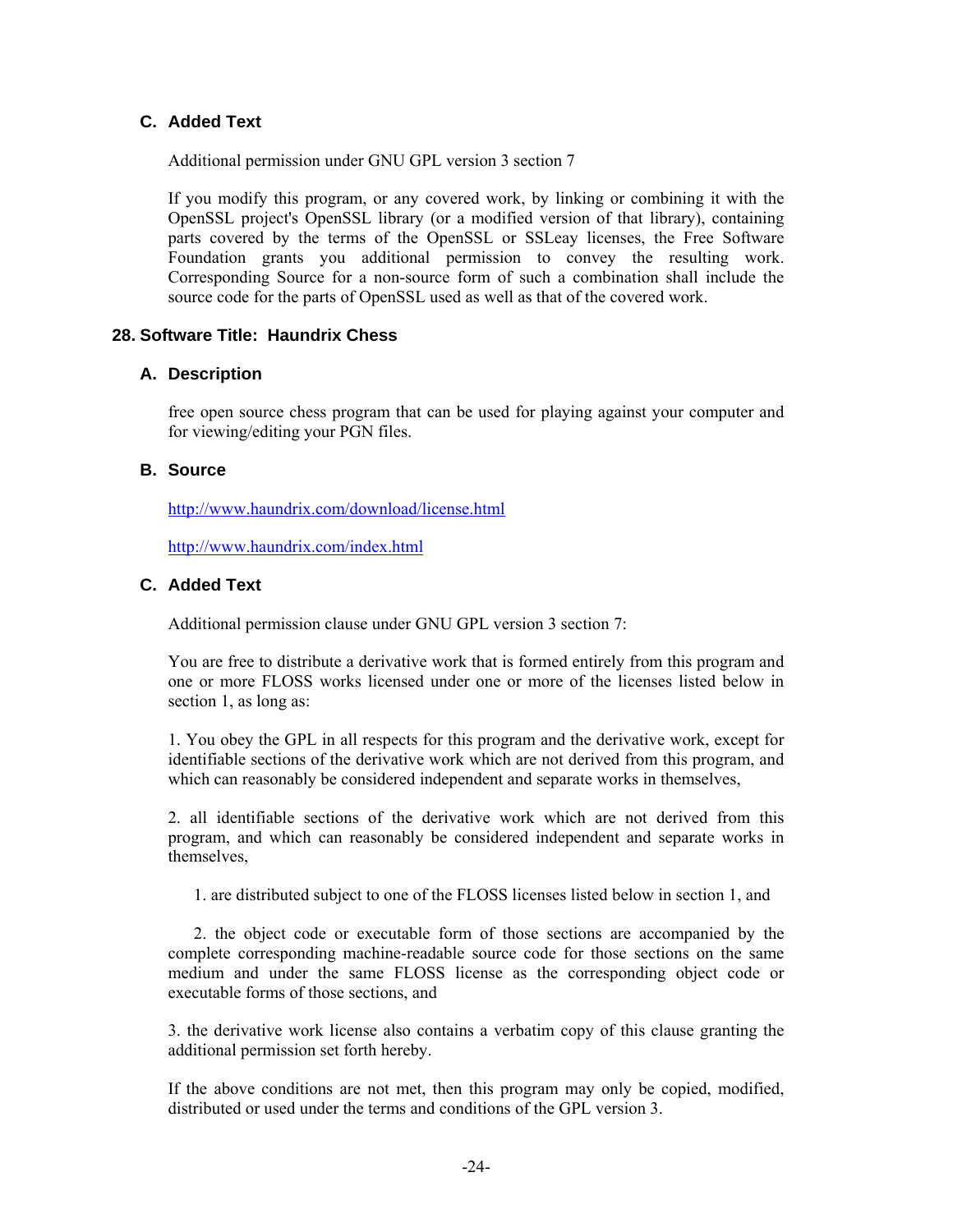### C. Added Text

Additional permission under GNU GPL version 3 section 7

If you modify this program, or any covered work, by linking or combining it with the OpenSSL project's OpenSSL library (or a modified version of that library), containing parts covered by the terms of the OpenSSL or SSLeay licenses, the Free Software Foundation grants you additional permission to convey the resulting work. Corresponding Source for a non-source form of such a combination shall include the source code for the parts of OpenSSL used as well as that of the covered work.

## 28. Software Title: Haundrix Chess

### A. Description

free open source chess program that can be used for playing against your computer and for viewing/editing your PGN files.

### B. Source

http://www.haundrix.com/download/license.html

http://www.haundrix.com/index.html

### C. Added Text

Additional permission clause under GNU GPL version 3 section 7:

You are free to distribute a derivative work that is formed entirely from this program and one or more FLOSS works licensed under one or more of the licenses listed below in section 1, as long as:

1. You obey the GPL in all respects for this program and the derivative work, except for identifiable sections of the derivative work which are not derived from this program, and which can reasonably be considered independent and separate works in themselves,

2. all identifiable sections of the derivative work which are not derived from this program, and which can reasonably be considered independent and separate works in themselves,

   1. are distributed subject to one of the FLOSS licenses listed below in section 1, and

   2. the object code or executable form of those sections are accompanied by the complete corresponding machine-readable source code for those sections on the same medium and under the same FLOSS license as the corresponding object code or executable forms of those sections, and

3. the derivative work license also contains a verbatim copy of this clause granting the additional permission set forth hereby.

If the above conditions are not met, then this program may only be copied, modified, distributed or used under the terms and conditions of the GPL version 3.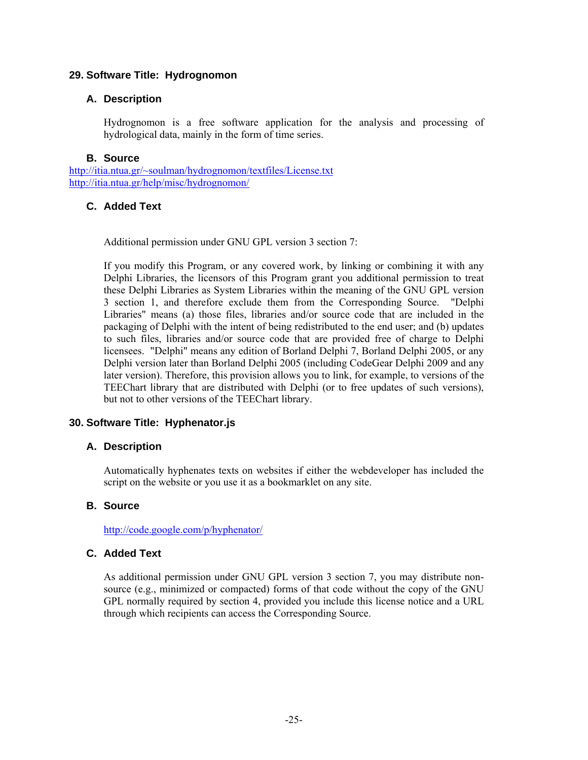## 29. Software Title: Hydrognomon

### A. Description

Hydrognomon is a free software application for the analysis and processing of hydrological data, mainly in the form of time series.

### B. Source

http://itia.ntua.gr/~soulman/hydrognomon/textfiles/License.txt
http://itia.ntua.gr/help/misc/hydrognomon/

### C. Added Text

Additional permission under GNU GPL version 3 section 7:

If you modify this Program, or any covered work, by linking or combining it with any Delphi Libraries, the licensors of this Program grant you additional permission to treat these Delphi Libraries as System Libraries within the meaning of the GNU GPL version 3 section 1, and therefore exclude them from the Corresponding Source. "Delphi Libraries" means (a) those files, libraries and/or source code that are included in the packaging of Delphi with the intent of being redistributed to the end user; and (b) updates to such files, libraries and/or source code that are provided free of charge to Delphi licensees. "Delphi" means any edition of Borland Delphi 7, Borland Delphi 2005, or any Delphi version later than Borland Delphi 2005 (including CodeGear Delphi 2009 and any later version). Therefore, this provision allows you to link, for example, to versions of the TEEChart library that are distributed with Delphi (or to free updates of such versions), but not to other versions of the TEEChart library.

## 30. Software Title: Hyphenator.js

### A. Description

Automatically hyphenates texts on websites if either the webdeveloper has included the script on the website or you use it as a bookmarklet on any site.

### B. Source

http://code.google.com/p/hyphenator/

### C. Added Text

As additional permission under GNU GPL version 3 section 7, you may distribute non-source (e.g., minimized or compacted) forms of that code without the copy of the GNU GPL normally required by section 4, provided you include this license notice and a URL through which recipients can access the Corresponding Source.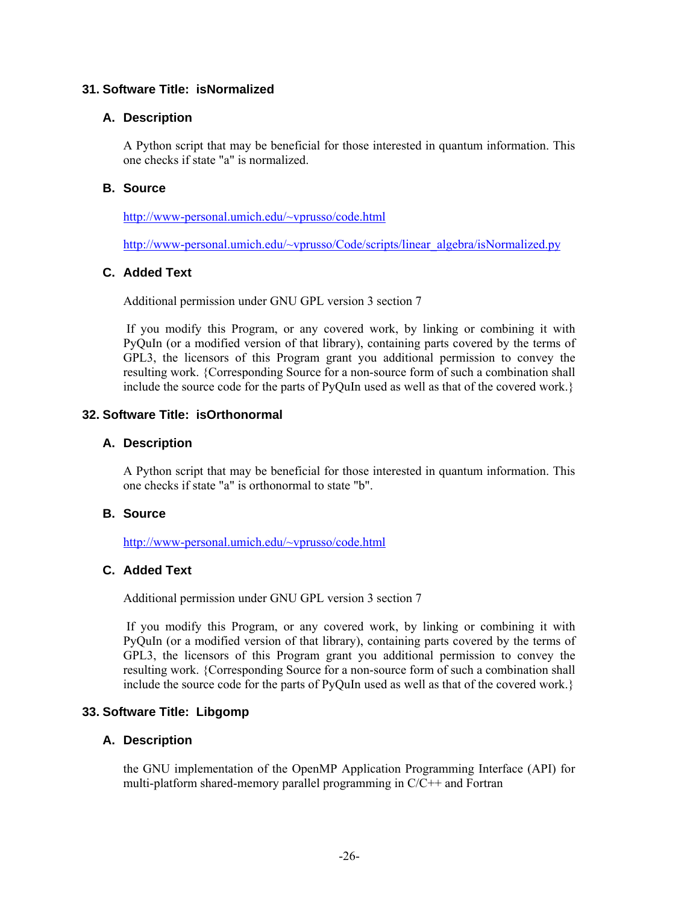### 31. Software Title: isNormalized

#### A. Description

A Python script that may be beneficial for those interested in quantum information. This one checks if state "a" is normalized.

#### B. Source

http://www-personal.umich.edu/~vprusso/code.html

http://www-personal.umich.edu/~vprusso/Code/scripts/linear_algebra/isNormalized.py

#### C. Added Text

Additional permission under GNU GPL version 3 section 7

If you modify this Program, or any covered work, by linking or combining it with PyQuIn (or a modified version of that library), containing parts covered by the terms of GPL3, the licensors of this Program grant you additional permission to convey the resulting work. {Corresponding Source for a non-source form of such a combination shall include the source code for the parts of PyQuIn used as well as that of the covered work.}

### 32. Software Title: isOrthonormal

#### A. Description

A Python script that may be beneficial for those interested in quantum information. This one checks if state "a" is orthonormal to state "b".

#### B. Source

http://www-personal.umich.edu/~vprusso/code.html

#### C. Added Text

Additional permission under GNU GPL version 3 section 7

If you modify this Program, or any covered work, by linking or combining it with PyQuIn (or a modified version of that library), containing parts covered by the terms of GPL3, the licensors of this Program grant you additional permission to convey the resulting work. {Corresponding Source for a non-source form of such a combination shall include the source code for the parts of PyQuIn used as well as that of the covered work.}

### 33. Software Title: Libgomp

#### A. Description

the GNU implementation of the OpenMP Application Programming Interface (API) for multi-platform shared-memory parallel programming in C/C++ and Fortran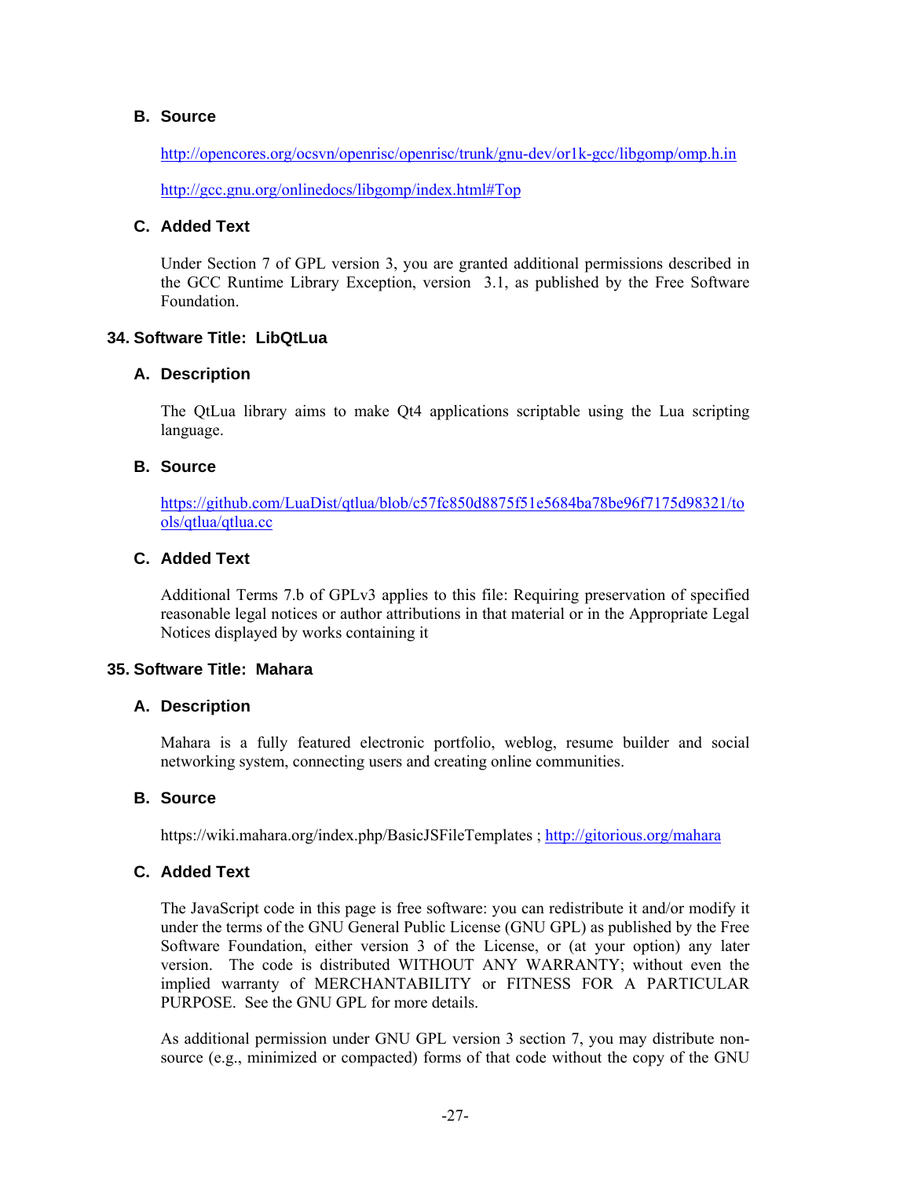### B. Source

http://opencores.org/ocsvn/openrisc/openrisc/trunk/gnu-dev/or1k-gcc/libgomp/omp.h.in

http://gcc.gnu.org/onlinedocs/libgomp/index.html#Top

### C. Added Text

Under Section 7 of GPL version 3, you are granted additional permissions described in the GCC Runtime Library Exception, version 3.1, as published by the Free Software Foundation.

## 34. Software Title: LibQtLua

### A. Description

The QtLua library aims to make Qt4 applications scriptable using the Lua scripting language.

### B. Source

https://github.com/LuaDist/qtlua/blob/c57fc850d8875f51e5684ba78be96f7175d98321/tools/qtlua/qtlua.cc

### C. Added Text

Additional Terms 7.b of GPLv3 applies to this file: Requiring preservation of specified reasonable legal notices or author attributions in that material or in the Appropriate Legal Notices displayed by works containing it

## 35. Software Title: Mahara

### A. Description

Mahara is a fully featured electronic portfolio, weblog, resume builder and social networking system, connecting users and creating online communities.

### B. Source

https://wiki.mahara.org/index.php/BasicJSFileTemplates ; http://gitorious.org/mahara

### C. Added Text

The JavaScript code in this page is free software: you can redistribute it and/or modify it under the terms of the GNU General Public License (GNU GPL) as published by the Free Software Foundation, either version 3 of the License, or (at your option) any later version. The code is distributed WITHOUT ANY WARRANTY; without even the implied warranty of MERCHANTABILITY or FITNESS FOR A PARTICULAR PURPOSE. See the GNU GPL for more details.

As additional permission under GNU GPL version 3 section 7, you may distribute non-source (e.g., minimized or compacted) forms of that code without the copy of the GNU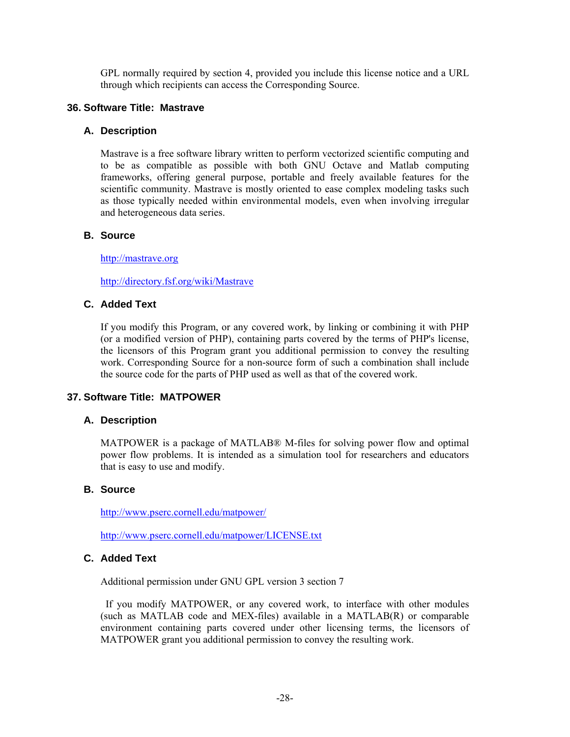GPL normally required by section 4, provided you include this license notice and a URL through which recipients can access the Corresponding Source.

## 36. Software Title: Mastrave

### A. Description

Mastrave is a free software library written to perform vectorized scientific computing and to be as compatible as possible with both GNU Octave and Matlab computing frameworks, offering general purpose, portable and freely available features for the scientific community. Mastrave is mostly oriented to ease complex modeling tasks such as those typically needed within environmental models, even when involving irregular and heterogeneous data series.

### B. Source

http://mastrave.org

http://directory.fsf.org/wiki/Mastrave

### C. Added Text

If you modify this Program, or any covered work, by linking or combining it with PHP (or a modified version of PHP), containing parts covered by the terms of PHP's license, the licensors of this Program grant you additional permission to convey the resulting work. Corresponding Source for a non-source form of such a combination shall include the source code for the parts of PHP used as well as that of the covered work.

## 37. Software Title: MATPOWER

### A. Description

MATPOWER is a package of MATLAB® M-files for solving power flow and optimal power flow problems. It is intended as a simulation tool for researchers and educators that is easy to use and modify.

### B. Source

http://www.pserc.cornell.edu/matpower/

http://www.pserc.cornell.edu/matpower/LICENSE.txt

### C. Added Text

Additional permission under GNU GPL version 3 section 7

If you modify MATPOWER, or any covered work, to interface with other modules (such as MATLAB code and MEX-files) available in a MATLAB(R) or comparable environment containing parts covered under other licensing terms, the licensors of MATPOWER grant you additional permission to convey the resulting work.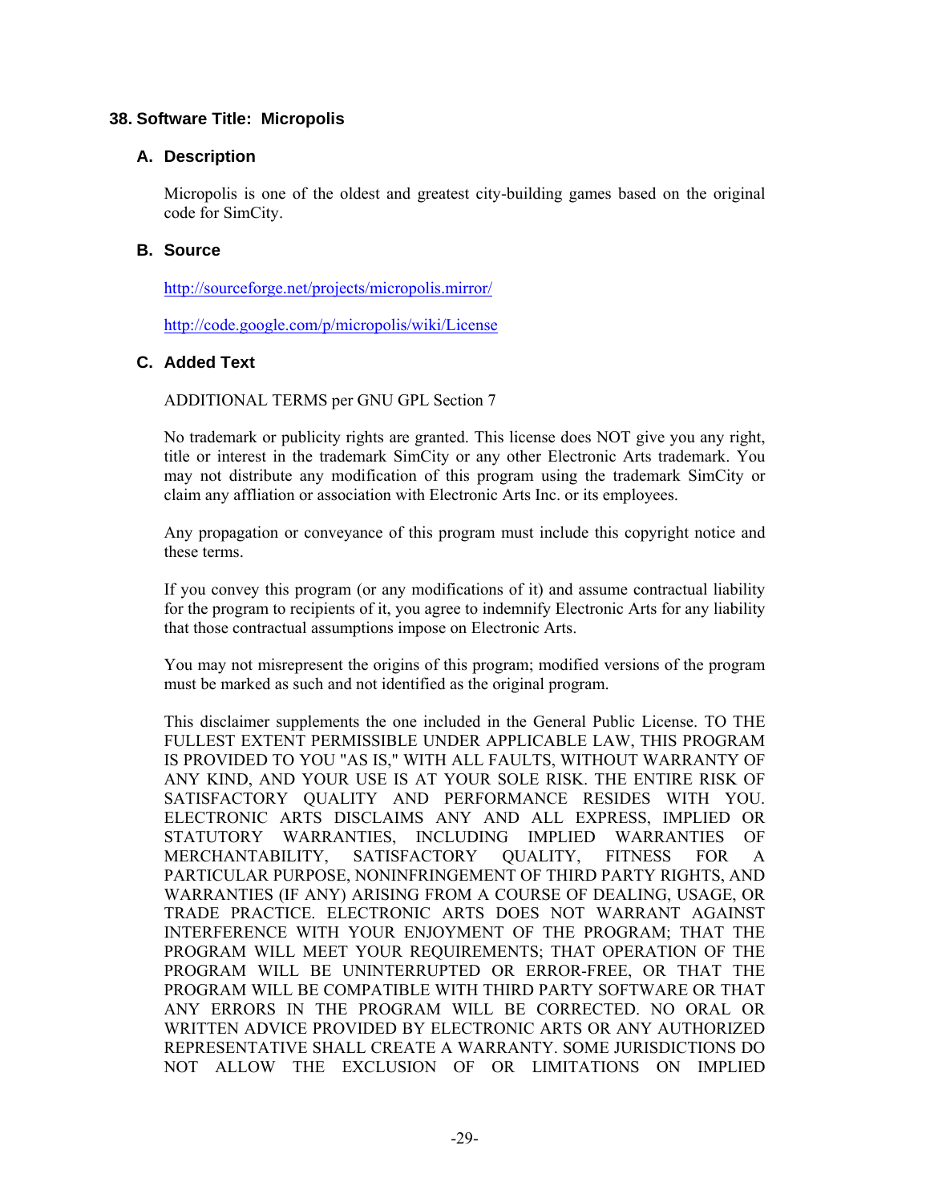## 38. Software Title: Micropolis

### A. Description

Micropolis is one of the oldest and greatest city-building games based on the original code for SimCity.

### B. Source

http://sourceforge.net/projects/micropolis.mirror/

http://code.google.com/p/micropolis/wiki/License

### C. Added Text

ADDITIONAL TERMS per GNU GPL Section 7

No trademark or publicity rights are granted. This license does NOT give you any right, title or interest in the trademark SimCity or any other Electronic Arts trademark. You may not distribute any modification of this program using the trademark SimCity or claim any affliation or association with Electronic Arts Inc. or its employees.

Any propagation or conveyance of this program must include this copyright notice and these terms.

If you convey this program (or any modifications of it) and assume contractual liability for the program to recipients of it, you agree to indemnify Electronic Arts for any liability that those contractual assumptions impose on Electronic Arts.

You may not misrepresent the origins of this program; modified versions of the program must be marked as such and not identified as the original program.

This disclaimer supplements the one included in the General Public License. TO THE FULLEST EXTENT PERMISSIBLE UNDER APPLICABLE LAW, THIS PROGRAM IS PROVIDED TO YOU "AS IS," WITH ALL FAULTS, WITHOUT WARRANTY OF ANY KIND, AND YOUR USE IS AT YOUR SOLE RISK. THE ENTIRE RISK OF SATISFACTORY QUALITY AND PERFORMANCE RESIDES WITH YOU. ELECTRONIC ARTS DISCLAIMS ANY AND ALL EXPRESS, IMPLIED OR STATUTORY WARRANTIES, INCLUDING IMPLIED WARRANTIES OF MERCHANTABILITY, SATISFACTORY QUALITY, FITNESS FOR A PARTICULAR PURPOSE, NONINFRINGEMENT OF THIRD PARTY RIGHTS, AND WARRANTIES (IF ANY) ARISING FROM A COURSE OF DEALING, USAGE, OR TRADE PRACTICE. ELECTRONIC ARTS DOES NOT WARRANT AGAINST INTERFERENCE WITH YOUR ENJOYMENT OF THE PROGRAM; THAT THE PROGRAM WILL MEET YOUR REQUIREMENTS; THAT OPERATION OF THE PROGRAM WILL BE UNINTERRUPTED OR ERROR-FREE, OR THAT THE PROGRAM WILL BE COMPATIBLE WITH THIRD PARTY SOFTWARE OR THAT ANY ERRORS IN THE PROGRAM WILL BE CORRECTED. NO ORAL OR WRITTEN ADVICE PROVIDED BY ELECTRONIC ARTS OR ANY AUTHORIZED REPRESENTATIVE SHALL CREATE A WARRANTY. SOME JURISDICTIONS DO NOT ALLOW THE EXCLUSION OF OR LIMITATIONS ON IMPLIED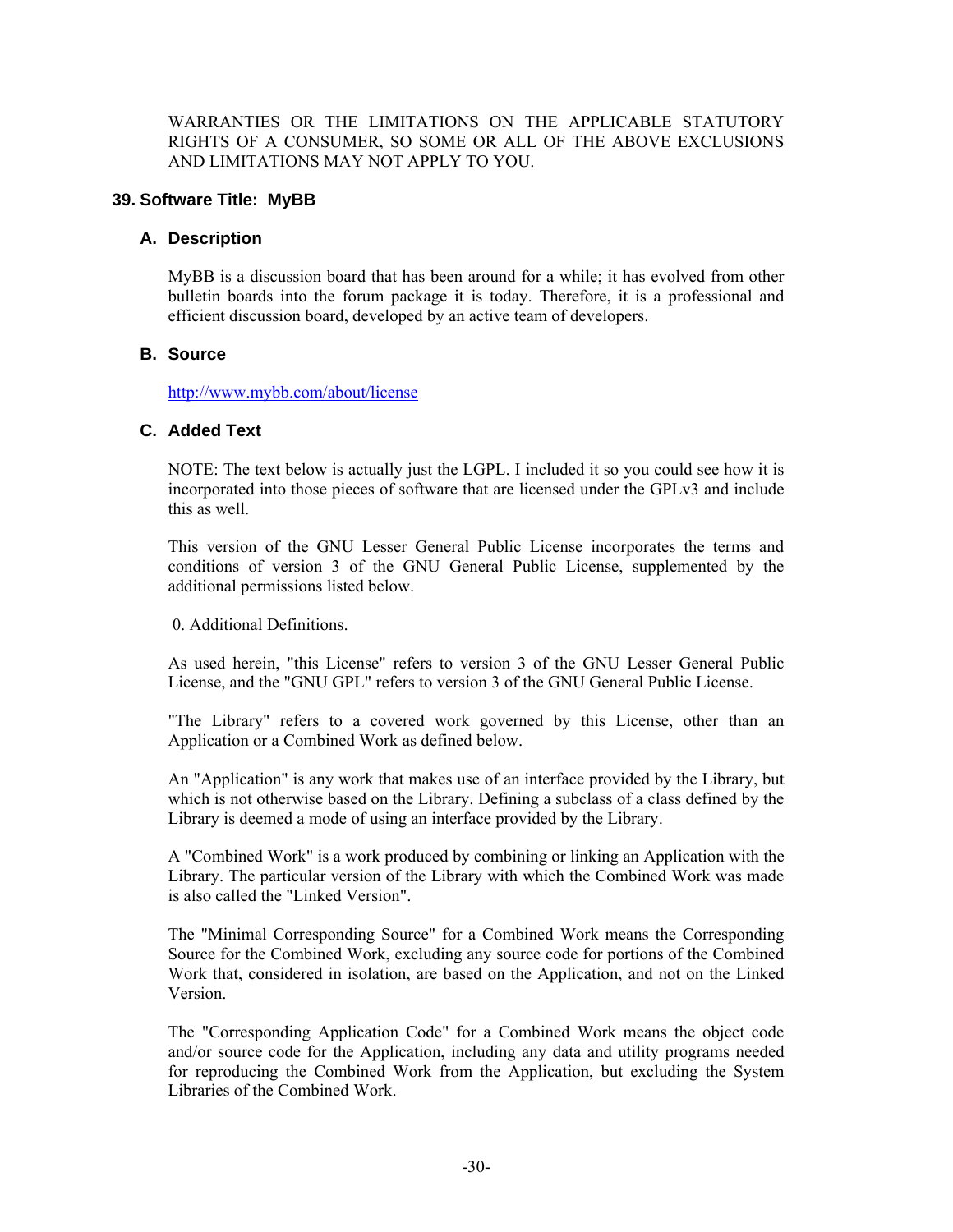WARRANTIES OR THE LIMITATIONS ON THE APPLICABLE STATUTORY RIGHTS OF A CONSUMER, SO SOME OR ALL OF THE ABOVE EXCLUSIONS AND LIMITATIONS MAY NOT APPLY TO YOU.

## 39. Software Title: MyBB

### A. Description

MyBB is a discussion board that has been around for a while; it has evolved from other bulletin boards into the forum package it is today. Therefore, it is a professional and efficient discussion board, developed by an active team of developers.

### B. Source

http://www.mybb.com/about/license

### C. Added Text

NOTE: The text below is actually just the LGPL. I included it so you could see how it is incorporated into those pieces of software that are licensed under the GPLv3 and include this as well.

This version of the GNU Lesser General Public License incorporates the terms and conditions of version 3 of the GNU General Public License, supplemented by the additional permissions listed below.

0. Additional Definitions.

As used herein, "this License" refers to version 3 of the GNU Lesser General Public License, and the "GNU GPL" refers to version 3 of the GNU General Public License.

"The Library" refers to a covered work governed by this License, other than an Application or a Combined Work as defined below.

An "Application" is any work that makes use of an interface provided by the Library, but which is not otherwise based on the Library. Defining a subclass of a class defined by the Library is deemed a mode of using an interface provided by the Library.

A "Combined Work" is a work produced by combining or linking an Application with the Library. The particular version of the Library with which the Combined Work was made is also called the "Linked Version".

The "Minimal Corresponding Source" for a Combined Work means the Corresponding Source for the Combined Work, excluding any source code for portions of the Combined Work that, considered in isolation, are based on the Application, and not on the Linked Version.

The "Corresponding Application Code" for a Combined Work means the object code and/or source code for the Application, including any data and utility programs needed for reproducing the Combined Work from the Application, but excluding the System Libraries of the Combined Work.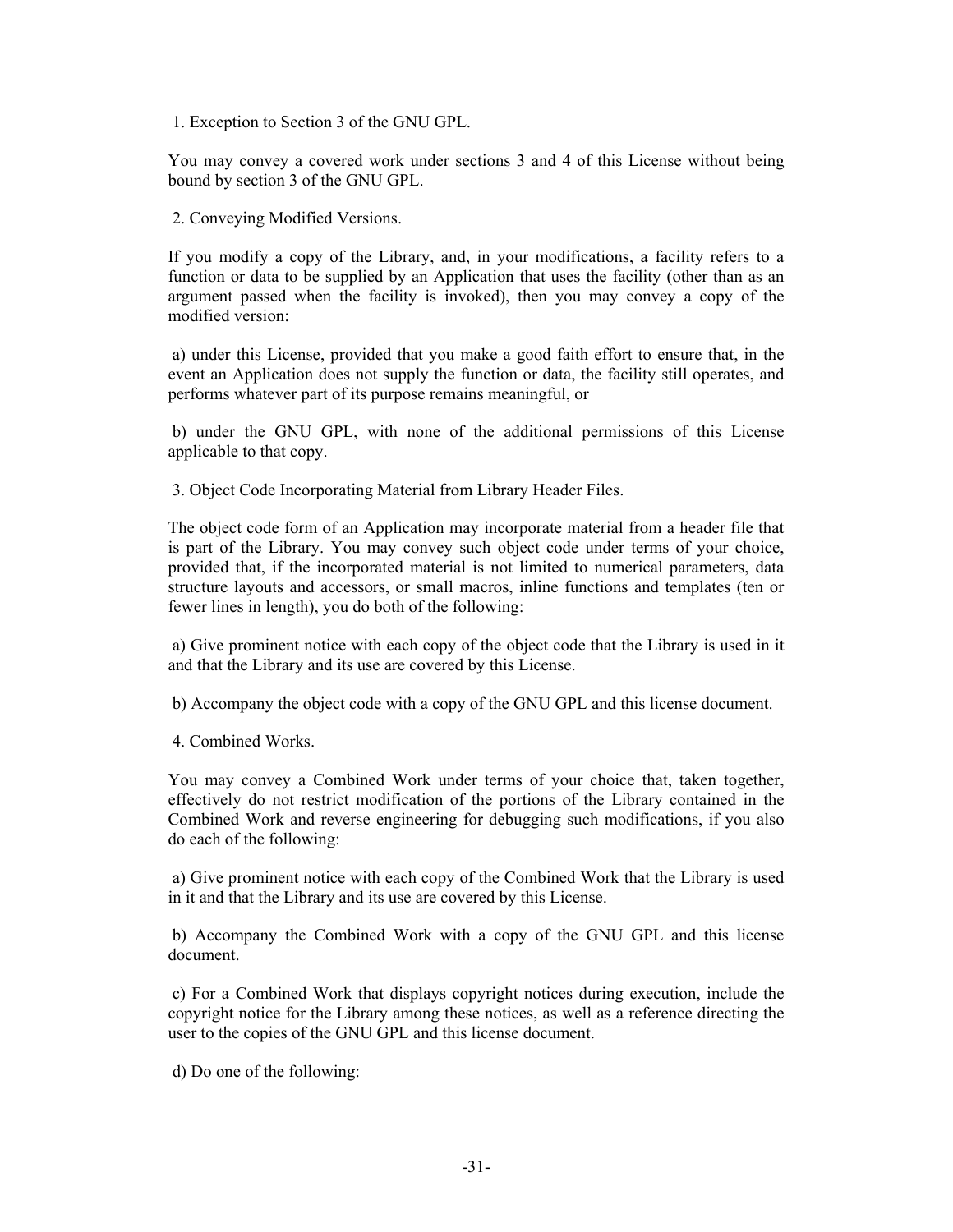1. Exception to Section 3 of the GNU GPL.

You may convey a covered work under sections 3 and 4 of this License without being bound by section 3 of the GNU GPL.

2. Conveying Modified Versions.

If you modify a copy of the Library, and, in your modifications, a facility refers to a function or data to be supplied by an Application that uses the facility (other than as an argument passed when the facility is invoked), then you may convey a copy of the modified version:

a) under this License, provided that you make a good faith effort to ensure that, in the event an Application does not supply the function or data, the facility still operates, and performs whatever part of its purpose remains meaningful, or

b) under the GNU GPL, with none of the additional permissions of this License applicable to that copy.

3. Object Code Incorporating Material from Library Header Files.

The object code form of an Application may incorporate material from a header file that is part of the Library. You may convey such object code under terms of your choice, provided that, if the incorporated material is not limited to numerical parameters, data structure layouts and accessors, or small macros, inline functions and templates (ten or fewer lines in length), you do both of the following:

a) Give prominent notice with each copy of the object code that the Library is used in it and that the Library and its use are covered by this License.

b) Accompany the object code with a copy of the GNU GPL and this license document.

4. Combined Works.

You may convey a Combined Work under terms of your choice that, taken together, effectively do not restrict modification of the portions of the Library contained in the Combined Work and reverse engineering for debugging such modifications, if you also do each of the following:

a) Give prominent notice with each copy of the Combined Work that the Library is used in it and that the Library and its use are covered by this License.

b) Accompany the Combined Work with a copy of the GNU GPL and this license document.

c) For a Combined Work that displays copyright notices during execution, include the copyright notice for the Library among these notices, as well as a reference directing the user to the copies of the GNU GPL and this license document.

d) Do one of the following: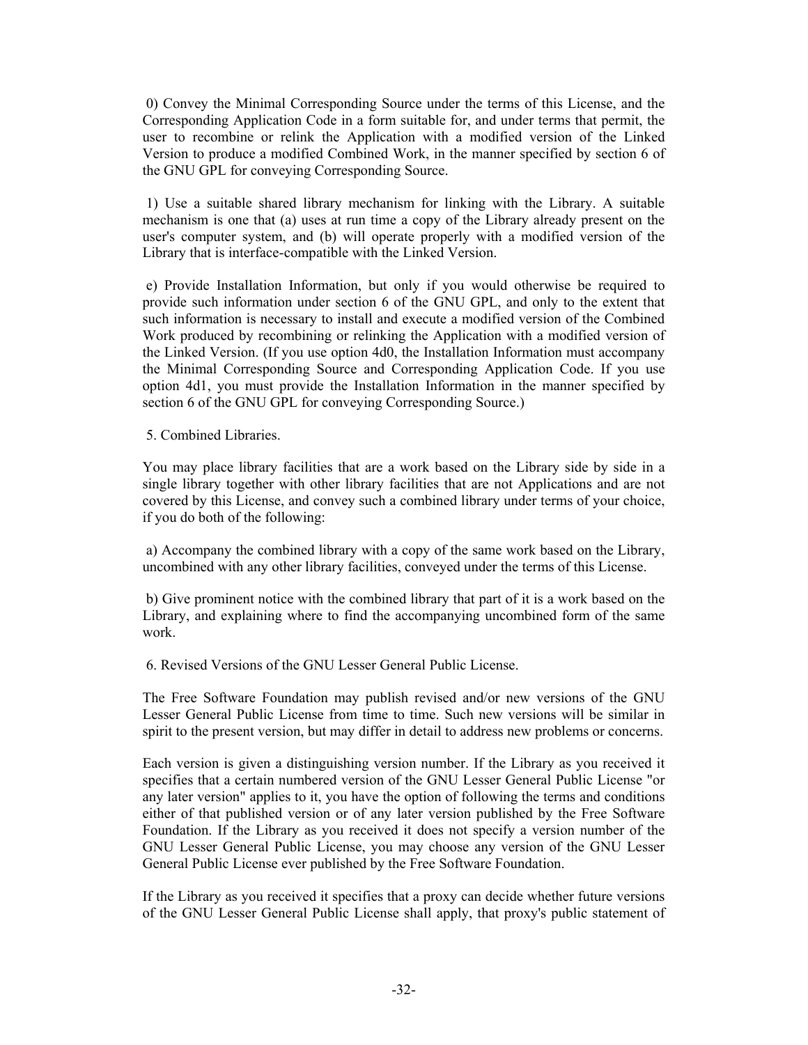0) Convey the Minimal Corresponding Source under the terms of this License, and the Corresponding Application Code in a form suitable for, and under terms that permit, the user to recombine or relink the Application with a modified version of the Linked Version to produce a modified Combined Work, in the manner specified by section 6 of the GNU GPL for conveying Corresponding Source.

1) Use a suitable shared library mechanism for linking with the Library. A suitable mechanism is one that (a) uses at run time a copy of the Library already present on the user's computer system, and (b) will operate properly with a modified version of the Library that is interface-compatible with the Linked Version.

e) Provide Installation Information, but only if you would otherwise be required to provide such information under section 6 of the GNU GPL, and only to the extent that such information is necessary to install and execute a modified version of the Combined Work produced by recombining or relinking the Application with a modified version of the Linked Version. (If you use option 4d0, the Installation Information must accompany the Minimal Corresponding Source and Corresponding Application Code. If you use option 4d1, you must provide the Installation Information in the manner specified by section 6 of the GNU GPL for conveying Corresponding Source.)

5. Combined Libraries.

You may place library facilities that are a work based on the Library side by side in a single library together with other library facilities that are not Applications and are not covered by this License, and convey such a combined library under terms of your choice, if you do both of the following:

a) Accompany the combined library with a copy of the same work based on the Library, uncombined with any other library facilities, conveyed under the terms of this License.

b) Give prominent notice with the combined library that part of it is a work based on the Library, and explaining where to find the accompanying uncombined form of the same work.

6. Revised Versions of the GNU Lesser General Public License.

The Free Software Foundation may publish revised and/or new versions of the GNU Lesser General Public License from time to time. Such new versions will be similar in spirit to the present version, but may differ in detail to address new problems or concerns.

Each version is given a distinguishing version number. If the Library as you received it specifies that a certain numbered version of the GNU Lesser General Public License "or any later version" applies to it, you have the option of following the terms and conditions either of that published version or of any later version published by the Free Software Foundation. If the Library as you received it does not specify a version number of the GNU Lesser General Public License, you may choose any version of the GNU Lesser General Public License ever published by the Free Software Foundation.

If the Library as you received it specifies that a proxy can decide whether future versions of the GNU Lesser General Public License shall apply, that proxy's public statement of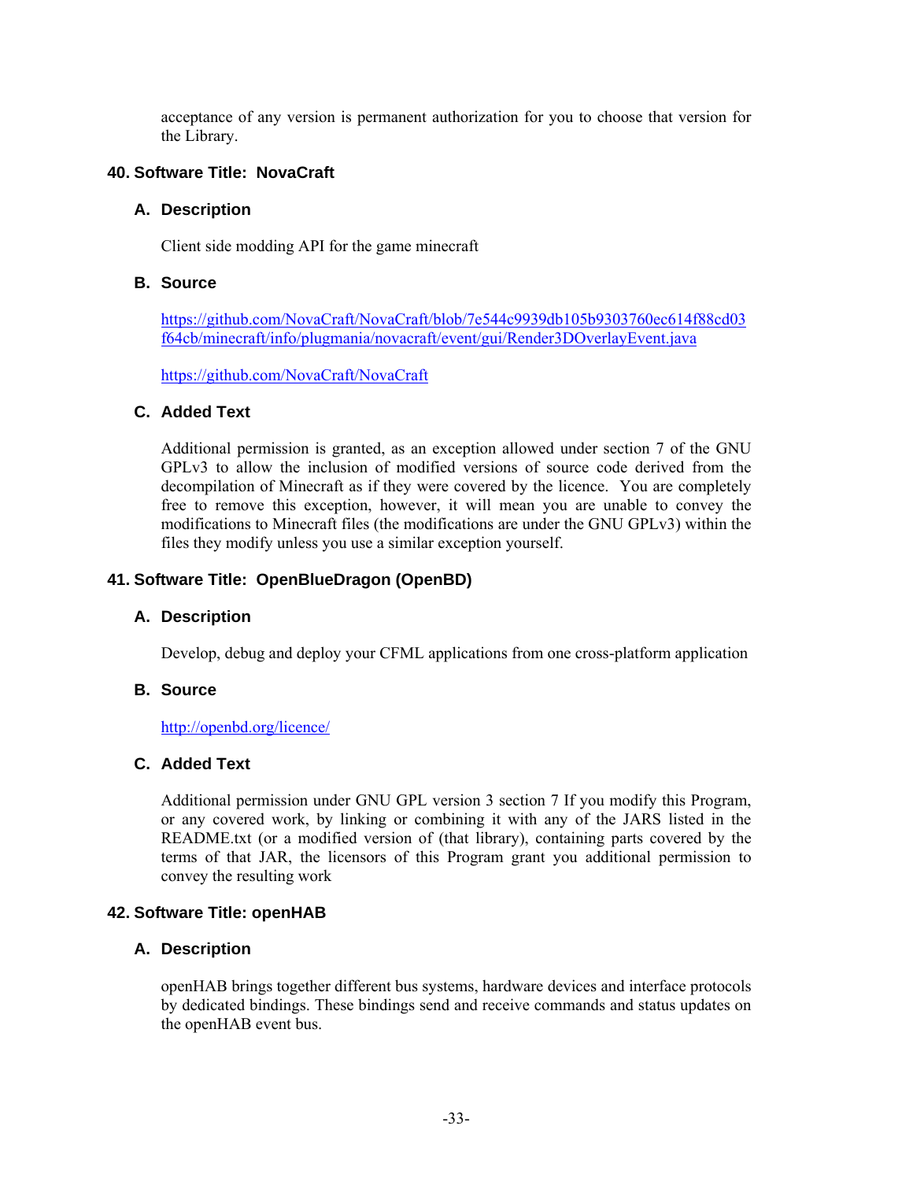acceptance of any version is permanent authorization for you to choose that version for the Library.

## 40. Software Title: NovaCraft

### A. Description

Client side modding API for the game minecraft

### B. Source

https://github.com/NovaCraft/NovaCraft/blob/7e544c9939db105b9303760ec614f88cd03f64cb/minecraft/info/plugmania/novacraft/event/gui/Render3DOverlayEvent.java

https://github.com/NovaCraft/NovaCraft

### C. Added Text

Additional permission is granted, as an exception allowed under section 7 of the GNU GPLv3 to allow the inclusion of modified versions of source code derived from the decompilation of Minecraft as if they were covered by the licence. You are completely free to remove this exception, however, it will mean you are unable to convey the modifications to Minecraft files (the modifications are under the GNU GPLv3) within the files they modify unless you use a similar exception yourself.

## 41. Software Title: OpenBlueDragon (OpenBD)

### A. Description

Develop, debug and deploy your CFML applications from one cross-platform application

### B. Source

http://openbd.org/licence/

### C. Added Text

Additional permission under GNU GPL version 3 section 7 If you modify this Program, or any covered work, by linking or combining it with any of the JARS listed in the README.txt (or a modified version of (that library), containing parts covered by the terms of that JAR, the licensors of this Program grant you additional permission to convey the resulting work

## 42. Software Title: openHAB

### A. Description

openHAB brings together different bus systems, hardware devices and interface protocols by dedicated bindings. These bindings send and receive commands and status updates on the openHAB event bus.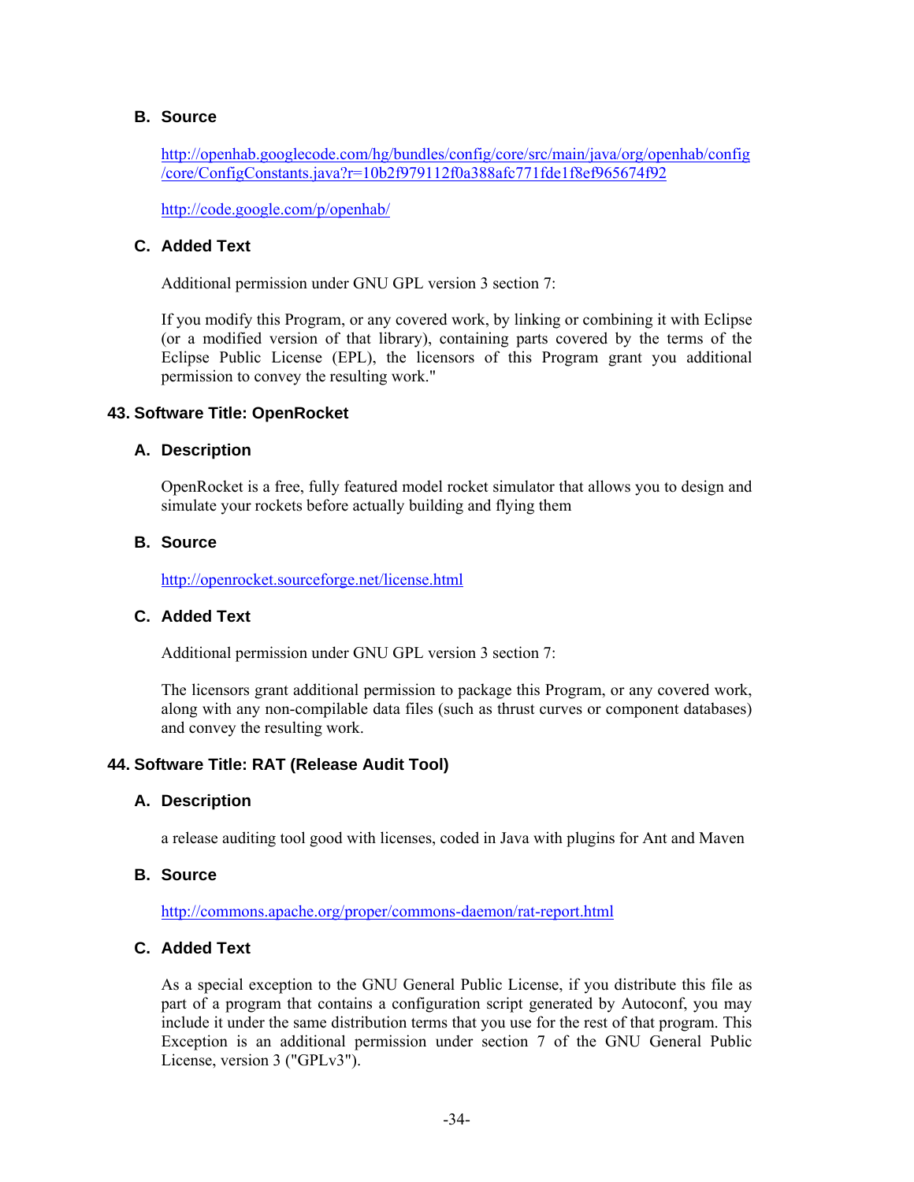### B. Source

http://openhab.googlecode.com/hg/bundles/config/core/src/main/java/org/openhab/config/core/ConfigConstants.java?r=10b2f979112f0a388afc771fde1f8ef965674f92

http://code.google.com/p/openhab/

### C. Added Text

Additional permission under GNU GPL version 3 section 7:

If you modify this Program, or any covered work, by linking or combining it with Eclipse (or a modified version of that library), containing parts covered by the terms of the Eclipse Public License (EPL), the licensors of this Program grant you additional permission to convey the resulting work."

## 43. Software Title: OpenRocket

### A. Description

OpenRocket is a free, fully featured model rocket simulator that allows you to design and simulate your rockets before actually building and flying them

### B. Source

http://openrocket.sourceforge.net/license.html

### C. Added Text

Additional permission under GNU GPL version 3 section 7:

The licensors grant additional permission to package this Program, or any covered work, along with any non-compilable data files (such as thrust curves or component databases) and convey the resulting work.

## 44. Software Title: RAT (Release Audit Tool)

### A. Description

a release auditing tool good with licenses, coded in Java with plugins for Ant and Maven

### B. Source

http://commons.apache.org/proper/commons-daemon/rat-report.html

### C. Added Text

As a special exception to the GNU General Public License, if you distribute this file as part of a program that contains a configuration script generated by Autoconf, you may include it under the same distribution terms that you use for the rest of that program. This Exception is an additional permission under section 7 of the GNU General Public License, version 3 ("GPLv3").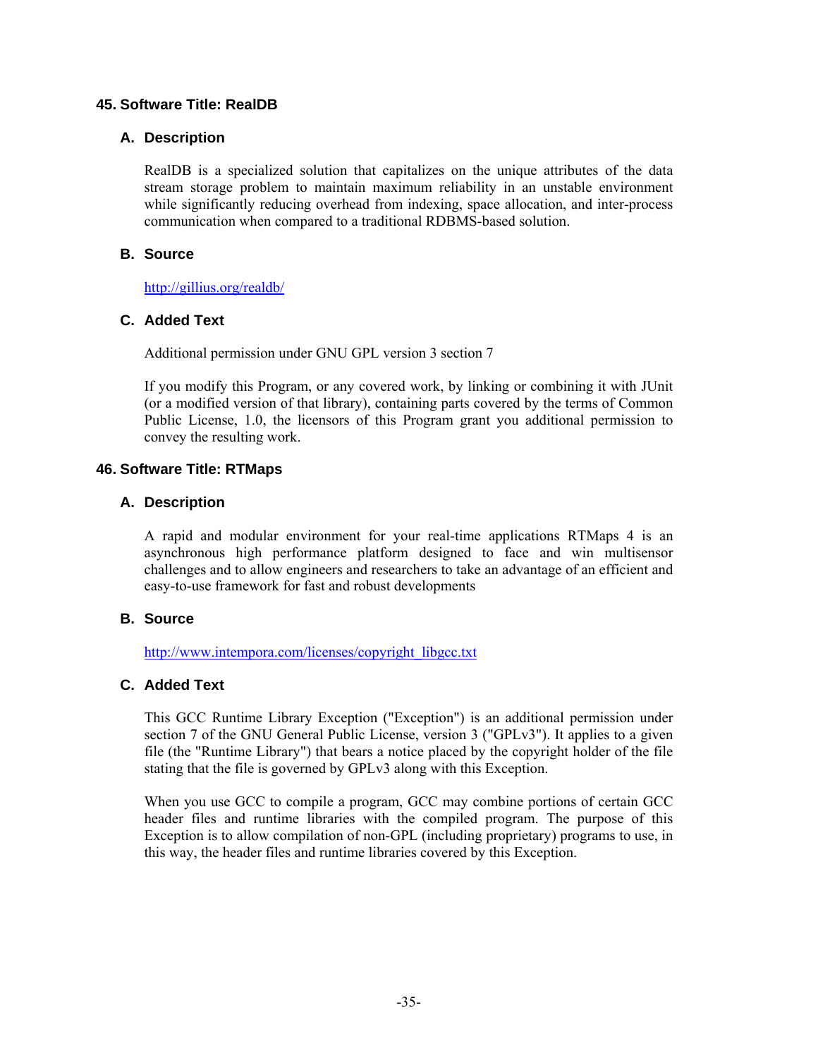## 45. Software Title: RealDB

### A. Description

RealDB is a specialized solution that capitalizes on the unique attributes of the data stream storage problem to maintain maximum reliability in an unstable environment while significantly reducing overhead from indexing, space allocation, and inter-process communication when compared to a traditional RDBMS-based solution.

### B. Source

http://gillius.org/realdb/

### C. Added Text

Additional permission under GNU GPL version 3 section 7

If you modify this Program, or any covered work, by linking or combining it with JUnit (or a modified version of that library), containing parts covered by the terms of Common Public License, 1.0, the licensors of this Program grant you additional permission to convey the resulting work.

## 46. Software Title: RTMaps

### A. Description

A rapid and modular environment for your real-time applications RTMaps 4 is an asynchronous high performance platform designed to face and win multisensor challenges and to allow engineers and researchers to take an advantage of an efficient and easy-to-use framework for fast and robust developments

### B. Source

http://www.intempora.com/licenses/copyright_libgcc.txt

### C. Added Text

This GCC Runtime Library Exception ("Exception") is an additional permission under section 7 of the GNU General Public License, version 3 ("GPLv3"). It applies to a given file (the "Runtime Library") that bears a notice placed by the copyright holder of the file stating that the file is governed by GPLv3 along with this Exception.

When you use GCC to compile a program, GCC may combine portions of certain GCC header files and runtime libraries with the compiled program. The purpose of this Exception is to allow compilation of non-GPL (including proprietary) programs to use, in this way, the header files and runtime libraries covered by this Exception.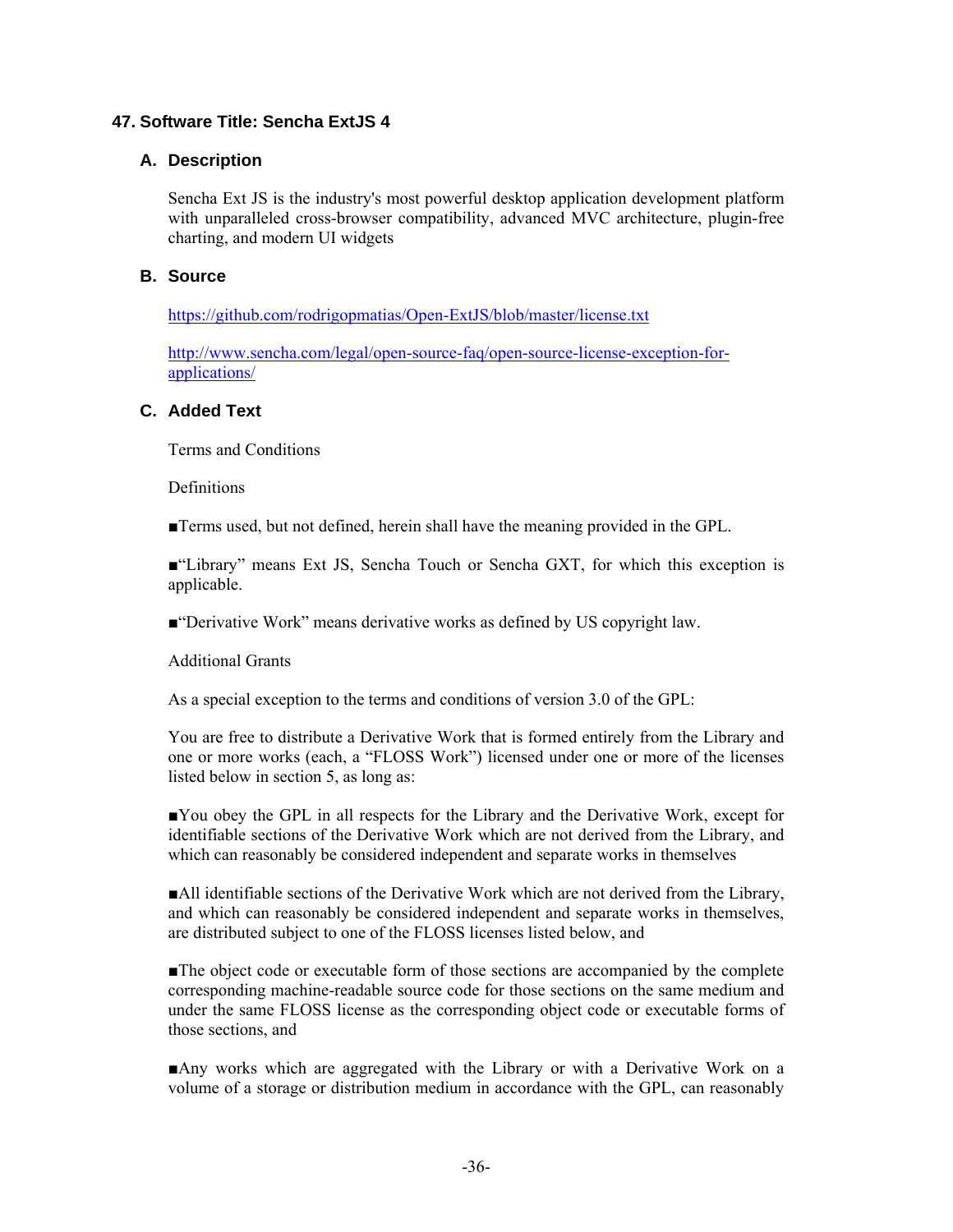## 47. Software Title: Sencha ExtJS 4

### A. Description

Sencha Ext JS is the industry's most powerful desktop application development platform with unparalleled cross-browser compatibility, advanced MVC architecture, plugin-free charting, and modern UI widgets

### B. Source

https://github.com/rodrigopmatias/Open-ExtJS/blob/master/license.txt

http://www.sencha.com/legal/open-source-faq/open-source-license-exception-for-applications/

### C. Added Text

Terms and Conditions

Definitions

■Terms used, but not defined, herein shall have the meaning provided in the GPL.

■"Library" means Ext JS, Sencha Touch or Sencha GXT, for which this exception is applicable.

■"Derivative Work" means derivative works as defined by US copyright law.

Additional Grants

As a special exception to the terms and conditions of version 3.0 of the GPL:

You are free to distribute a Derivative Work that is formed entirely from the Library and one or more works (each, a "FLOSS Work") licensed under one or more of the licenses listed below in section 5, as long as:

■You obey the GPL in all respects for the Library and the Derivative Work, except for identifiable sections of the Derivative Work which are not derived from the Library, and which can reasonably be considered independent and separate works in themselves

■All identifiable sections of the Derivative Work which are not derived from the Library, and which can reasonably be considered independent and separate works in themselves, are distributed subject to one of the FLOSS licenses listed below, and

■The object code or executable form of those sections are accompanied by the complete corresponding machine-readable source code for those sections on the same medium and under the same FLOSS license as the corresponding object code or executable forms of those sections, and

■Any works which are aggregated with the Library or with a Derivative Work on a volume of a storage or distribution medium in accordance with the GPL, can reasonably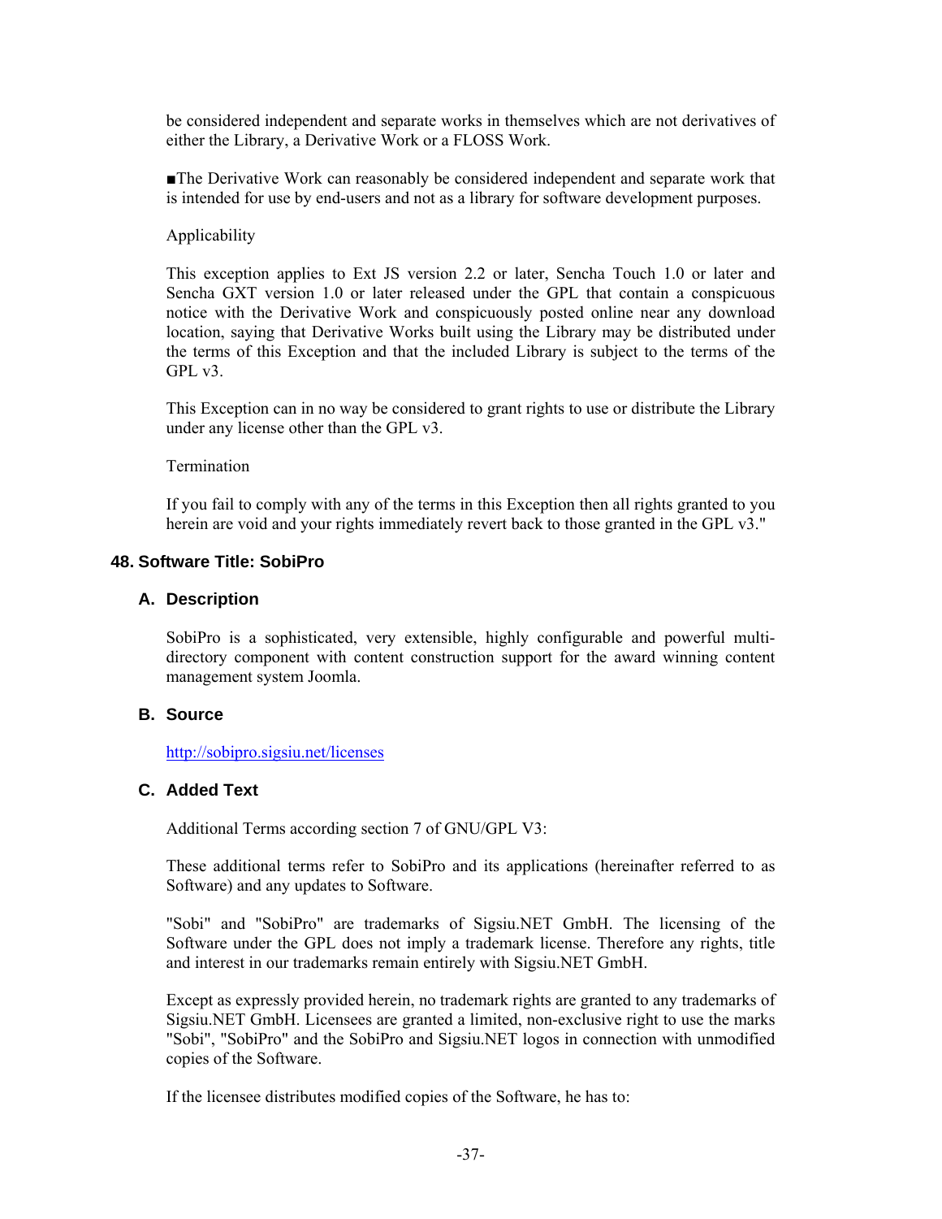be considered independent and separate works in themselves which are not derivatives of either the Library, a Derivative Work or a FLOSS Work.

■The Derivative Work can reasonably be considered independent and separate work that is intended for use by end-users and not as a library for software development purposes.

Applicability

This exception applies to Ext JS version 2.2 or later, Sencha Touch 1.0 or later and Sencha GXT version 1.0 or later released under the GPL that contain a conspicuous notice with the Derivative Work and conspicuously posted online near any download location, saying that Derivative Works built using the Library may be distributed under the terms of this Exception and that the included Library is subject to the terms of the GPL v3.

This Exception can in no way be considered to grant rights to use or distribute the Library under any license other than the GPL v3.

Termination

If you fail to comply with any of the terms in this Exception then all rights granted to you herein are void and your rights immediately revert back to those granted in the GPL v3."

## 48. Software Title: SobiPro

### A. Description

SobiPro is a sophisticated, very extensible, highly configurable and powerful multi-directory component with content construction support for the award winning content management system Joomla.

### B. Source

http://sobipro.sigsiu.net/licenses

### C. Added Text

Additional Terms according section 7 of GNU/GPL V3:

These additional terms refer to SobiPro and its applications (hereinafter referred to as Software) and any updates to Software.

"Sobi" and "SobiPro" are trademarks of Sigsiu.NET GmbH. The licensing of the Software under the GPL does not imply a trademark license. Therefore any rights, title and interest in our trademarks remain entirely with Sigsiu.NET GmbH.

Except as expressly provided herein, no trademark rights are granted to any trademarks of Sigsiu.NET GmbH. Licensees are granted a limited, non-exclusive right to use the marks "Sobi", "SobiPro" and the SobiPro and Sigsiu.NET logos in connection with unmodified copies of the Software.

If the licensee distributes modified copies of the Software, he has to: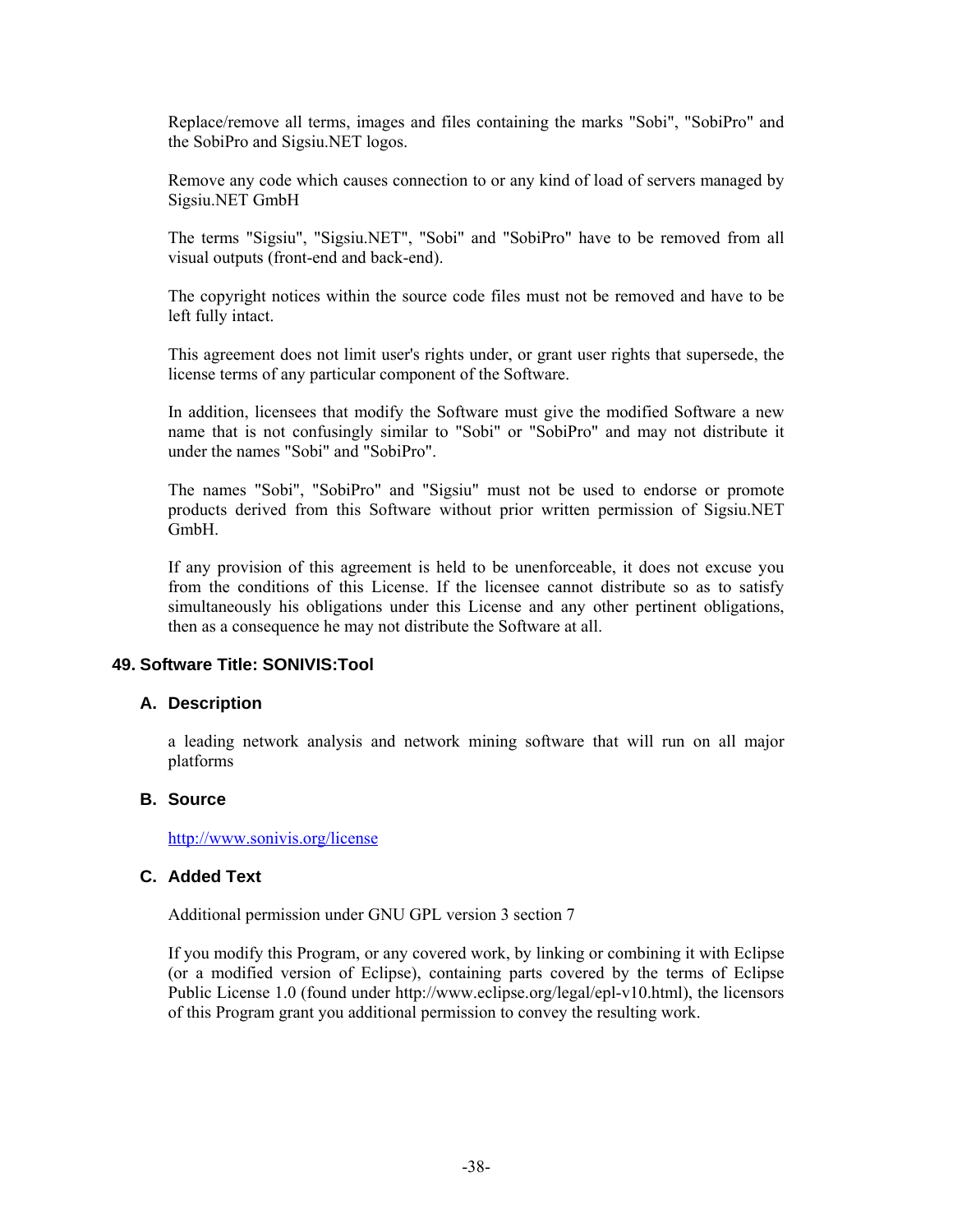Replace/remove all terms, images and files containing the marks "Sobi", "SobiPro" and the SobiPro and Sigsiu.NET logos.

Remove any code which causes connection to or any kind of load of servers managed by Sigsiu.NET GmbH

The terms "Sigsiu", "Sigsiu.NET", "Sobi" and "SobiPro" have to be removed from all visual outputs (front-end and back-end).

The copyright notices within the source code files must not be removed and have to be left fully intact.

This agreement does not limit user's rights under, or grant user rights that supersede, the license terms of any particular component of the Software.

In addition, licensees that modify the Software must give the modified Software a new name that is not confusingly similar to "Sobi" or "SobiPro" and may not distribute it under the names "Sobi" and "SobiPro".

The names "Sobi", "SobiPro" and "Sigsiu" must not be used to endorse or promote products derived from this Software without prior written permission of Sigsiu.NET GmbH.

If any provision of this agreement is held to be unenforceable, it does not excuse you from the conditions of this License. If the licensee cannot distribute so as to satisfy simultaneously his obligations under this License and any other pertinent obligations, then as a consequence he may not distribute the Software at all.

## 49. Software Title: SONIVIS:Tool

### A. Description

a leading network analysis and network mining software that will run on all major platforms

### B. Source

http://www.sonivis.org/license

### C. Added Text

Additional permission under GNU GPL version 3 section 7

If you modify this Program, or any covered work, by linking or combining it with Eclipse (or a modified version of Eclipse), containing parts covered by the terms of Eclipse Public License 1.0 (found under http://www.eclipse.org/legal/epl-v10.html), the licensors of this Program grant you additional permission to convey the resulting work.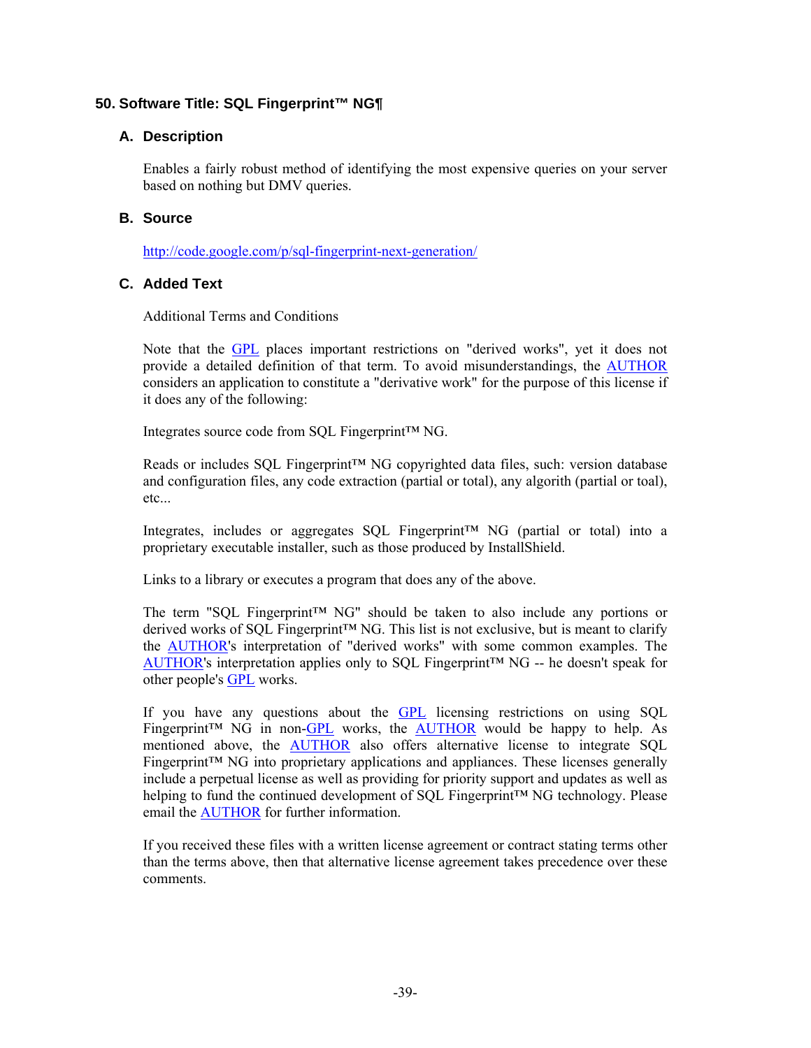## 50. Software Title: SQL Fingerprint™ NG¶

### A. Description

Enables a fairly robust method of identifying the most expensive queries on your server based on nothing but DMV queries.

### B. Source

http://code.google.com/p/sql-fingerprint-next-generation/

### C. Added Text

Additional Terms and Conditions

Note that the GPL places important restrictions on "derived works", yet it does not provide a detailed definition of that term. To avoid misunderstandings, the AUTHOR considers an application to constitute a "derivative work" for the purpose of this license if it does any of the following:

Integrates source code from SQL Fingerprint™ NG.

Reads or includes SQL Fingerprint™ NG copyrighted data files, such: version database and configuration files, any code extraction (partial or total), any algorith (partial or toal), etc...

Integrates, includes or aggregates SQL Fingerprint™ NG (partial or total) into a proprietary executable installer, such as those produced by InstallShield.

Links to a library or executes a program that does any of the above.

The term "SQL Fingerprint™ NG" should be taken to also include any portions or derived works of SQL Fingerprint™ NG. This list is not exclusive, but is meant to clarify the AUTHOR's interpretation of "derived works" with some common examples. The AUTHOR's interpretation applies only to SQL Fingerprint™ NG -- he doesn't speak for other people's GPL works.

If you have any questions about the GPL licensing restrictions on using SQL Fingerprint™ NG in non-GPL works, the AUTHOR would be happy to help. As mentioned above, the AUTHOR also offers alternative license to integrate SQL Fingerprint™ NG into proprietary applications and appliances. These licenses generally include a perpetual license as well as providing for priority support and updates as well as helping to fund the continued development of SQL Fingerprint™ NG technology. Please email the AUTHOR for further information.

If you received these files with a written license agreement or contract stating terms other than the terms above, then that alternative license agreement takes precedence over these comments.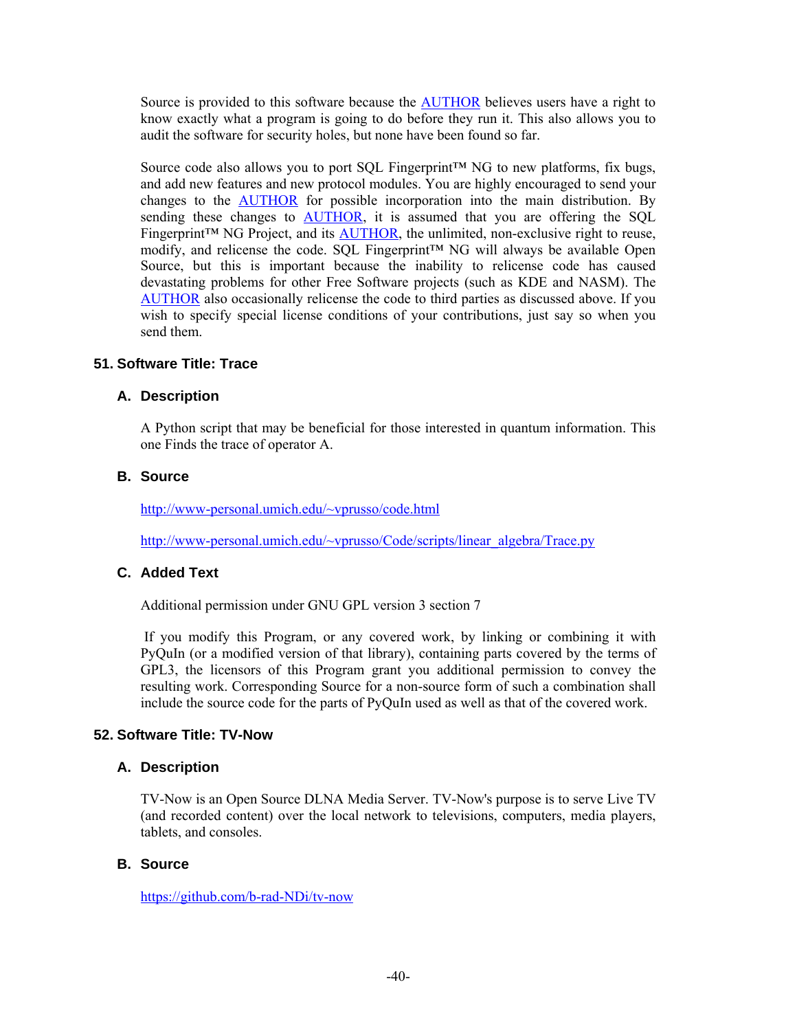Source is provided to this software because the [AUTHOR] believes users have a right to know exactly what a program is going to do before they run it. This also allows you to audit the software for security holes, but none have been found so far.

Source code also allows you to port SQL Fingerprint™ NG to new platforms, fix bugs, and add new features and new protocol modules. You are highly encouraged to send your changes to the [AUTHOR] for possible incorporation into the main distribution. By sending these changes to [AUTHOR], it is assumed that you are offering the SQL Fingerprint™ NG Project, and its [AUTHOR], the unlimited, non-exclusive right to reuse, modify, and relicense the code. SQL Fingerprint™ NG will always be available Open Source, but this is important because the inability to relicense code has caused devastating problems for other Free Software projects (such as KDE and NASM). The [AUTHOR] also occasionally relicense the code to third parties as discussed above. If you wish to specify special license conditions of your contributions, just say so when you send them.

## 51. Software Title: Trace

### A. Description

A Python script that may be beneficial for those interested in quantum information. This one Finds the trace of operator A.

### B. Source

http://www-personal.umich.edu/~vprusso/code.html

http://www-personal.umich.edu/~vprusso/Code/scripts/linear_algebra/Trace.py

### C. Added Text

Additional permission under GNU GPL version 3 section 7

If you modify this Program, or any covered work, by linking or combining it with PyQuIn (or a modified version of that library), containing parts covered by the terms of GPL3, the licensors of this Program grant you additional permission to convey the resulting work. Corresponding Source for a non-source form of such a combination shall include the source code for the parts of PyQuIn used as well as that of the covered work.

## 52. Software Title: TV-Now

### A. Description

TV-Now is an Open Source DLNA Media Server. TV-Now's purpose is to serve Live TV (and recorded content) over the local network to televisions, computers, media players, tablets, and consoles.

### B. Source

https://github.com/b-rad-NDi/tv-now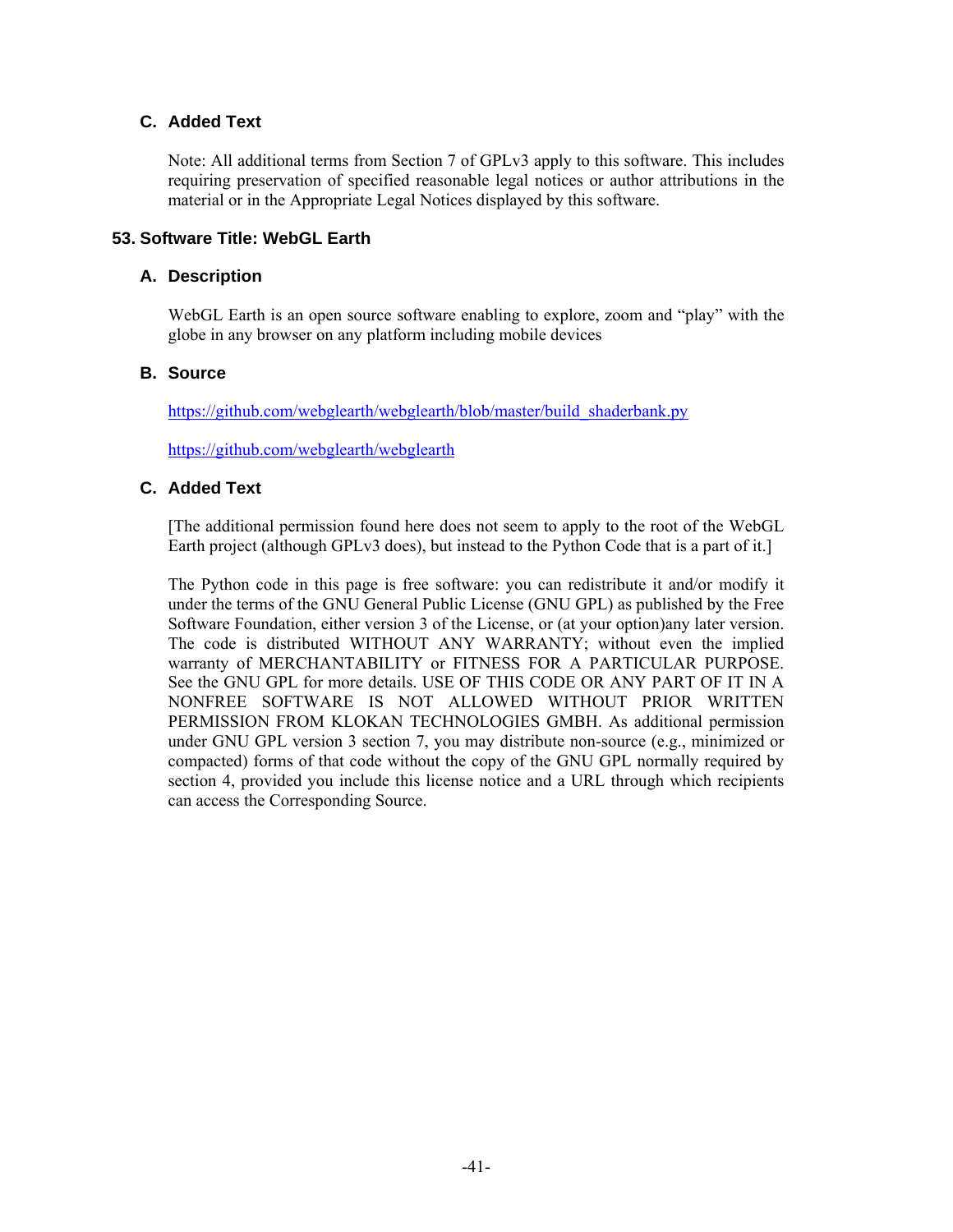### C. Added Text

Note: All additional terms from Section 7 of GPLv3 apply to this software. This includes requiring preservation of specified reasonable legal notices or author attributions in the material or in the Appropriate Legal Notices displayed by this software.

## 53. Software Title: WebGL Earth

### A. Description

WebGL Earth is an open source software enabling to explore, zoom and "play" with the globe in any browser on any platform including mobile devices

### B. Source

https://github.com/webglearth/webglearth/blob/master/build_shaderbank.py

https://github.com/webglearth/webglearth

### C. Added Text

[The additional permission found here does not seem to apply to the root of the WebGL Earth project (although GPLv3 does), but instead to the Python Code that is a part of it.]

The Python code in this page is free software: you can redistribute it and/or modify it under the terms of the GNU General Public License (GNU GPL) as published by the Free Software Foundation, either version 3 of the License, or (at your option)any later version. The code is distributed WITHOUT ANY WARRANTY; without even the implied warranty of MERCHANTABILITY or FITNESS FOR A PARTICULAR PURPOSE. See the GNU GPL for more details. USE OF THIS CODE OR ANY PART OF IT IN A NONFREE SOFTWARE IS NOT ALLOWED WITHOUT PRIOR WRITTEN PERMISSION FROM KLOKAN TECHNOLOGIES GMBH. As additional permission under GNU GPL version 3 section 7, you may distribute non-source (e.g., minimized or compacted) forms of that code without the copy of the GNU GPL normally required by section 4, provided you include this license notice and a URL through which recipients can access the Corresponding Source.